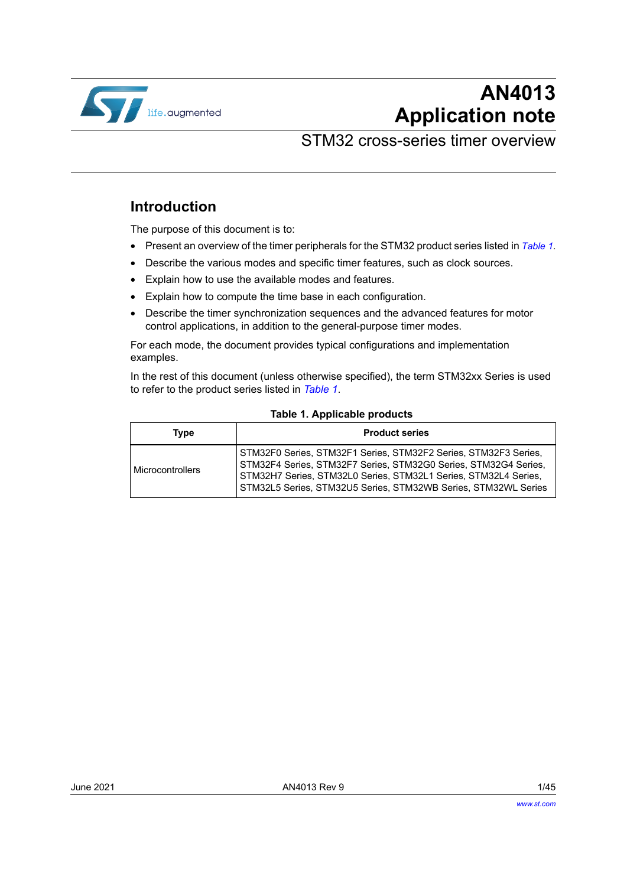# AN4013
# Application note

## STM32 cross-series timer overview

## Introduction

The purpose of this document is to:

- Present an overview of the timer peripherals for the STM32 product series listed in *Table 1*.
- Describe the various modes and specific timer features, such as clock sources.
- Explain how to use the available modes and features.
- Explain how to compute the time base in each configuration.
- Describe the timer synchronization sequences and the advanced features for motor control applications, in addition to the general-purpose timer modes.

For each mode, the document provides typical configurations and implementation examples.

In the rest of this document (unless otherwise specified), the term STM32xx Series is used to refer to the product series listed in *Table 1*.

**Table 1. Applicable products**

| Type | Product series |
|---|---|
| Microcontrollers | STM32F0 Series, STM32F1 Series, STM32F2 Series, STM32F3 Series, STM32F4 Series, STM32F7 Series, STM32G0 Series, STM32G4 Series, STM32H7 Series, STM32L0 Series, STM32L1 Series, STM32L4 Series, STM32L5 Series, STM32U5 Series, STM32WB Series, STM32WL Series |

June 2021 AN4013 Rev 9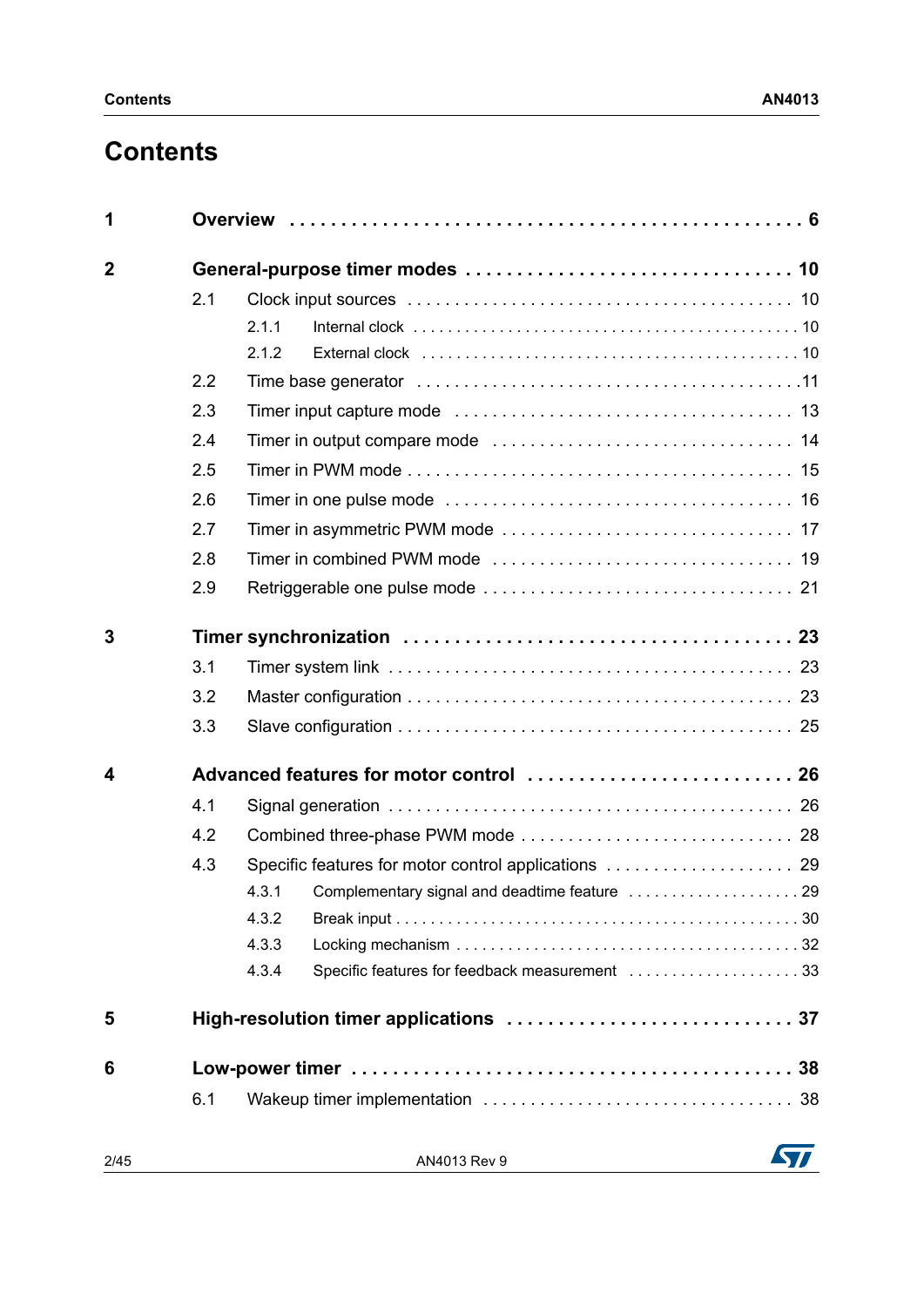# Contents

**1 Overview** . . . . . . . . . . . . . . . . . . . . . . . . . . . . . . . . . . . . . . . . . . . . . . . . **6**

**2 General-purpose timer modes** . . . . . . . . . . . . . . . . . . . . . . . . . . . . . . . **10**

- 2.1 Clock input sources . . . . . . . . . . . . . . . . . . . . . . . . . . . . . . . . . . . . . . 10
  - 2.1.1 Internal clock . . . . . . . . . . . . . . . . . . . . . . . . . . . . . . . . . . . . . . . . . 10
  - 2.1.2 External clock . . . . . . . . . . . . . . . . . . . . . . . . . . . . . . . . . . . . . . . . 10
- 2.2 Time base generator . . . . . . . . . . . . . . . . . . . . . . . . . . . . . . . . . . . . . . 11
- 2.3 Timer input capture mode . . . . . . . . . . . . . . . . . . . . . . . . . . . . . . . . . . 13
- 2.4 Timer in output compare mode . . . . . . . . . . . . . . . . . . . . . . . . . . . . . . 14
- 2.5 Timer in PWM mode . . . . . . . . . . . . . . . . . . . . . . . . . . . . . . . . . . . . . . 15
- 2.6 Timer in one pulse mode . . . . . . . . . . . . . . . . . . . . . . . . . . . . . . . . . . . 16
- 2.7 Timer in asymmetric PWM mode . . . . . . . . . . . . . . . . . . . . . . . . . . . . . 17
- 2.8 Timer in combined PWM mode . . . . . . . . . . . . . . . . . . . . . . . . . . . . . . 19
- 2.9 Retriggerable one pulse mode . . . . . . . . . . . . . . . . . . . . . . . . . . . . . . . 21

**3 Timer synchronization** . . . . . . . . . . . . . . . . . . . . . . . . . . . . . . . . . . . . **23**

- 3.1 Timer system link . . . . . . . . . . . . . . . . . . . . . . . . . . . . . . . . . . . . . . . . 23
- 3.2 Master configuration . . . . . . . . . . . . . . . . . . . . . . . . . . . . . . . . . . . . . . 23
- 3.3 Slave configuration . . . . . . . . . . . . . . . . . . . . . . . . . . . . . . . . . . . . . . . 25

**4 Advanced features for motor control** . . . . . . . . . . . . . . . . . . . . . . . . . . **26**

- 4.1 Signal generation . . . . . . . . . . . . . . . . . . . . . . . . . . . . . . . . . . . . . . . . 26
- 4.2 Combined three-phase PWM mode . . . . . . . . . . . . . . . . . . . . . . . . . . . . 28
- 4.3 Specific features for motor control applications . . . . . . . . . . . . . . . . . . . 29
  - 4.3.1 Complementary signal and deadtime feature . . . . . . . . . . . . . . . . . . . . 29
  - 4.3.2 Break input . . . . . . . . . . . . . . . . . . . . . . . . . . . . . . . . . . . . . . . . . . 30
  - 4.3.3 Locking mechanism . . . . . . . . . . . . . . . . . . . . . . . . . . . . . . . . . . . . . 32
  - 4.3.4 Specific features for feedback measurement . . . . . . . . . . . . . . . . . . . . 33

**5 High-resolution timer applications** . . . . . . . . . . . . . . . . . . . . . . . . . . . **37**

**6 Low-power timer** . . . . . . . . . . . . . . . . . . . . . . . . . . . . . . . . . . . . . . . . **38**

- 6.1 Wakeup timer implementation . . . . . . . . . . . . . . . . . . . . . . . . . . . . . . . 38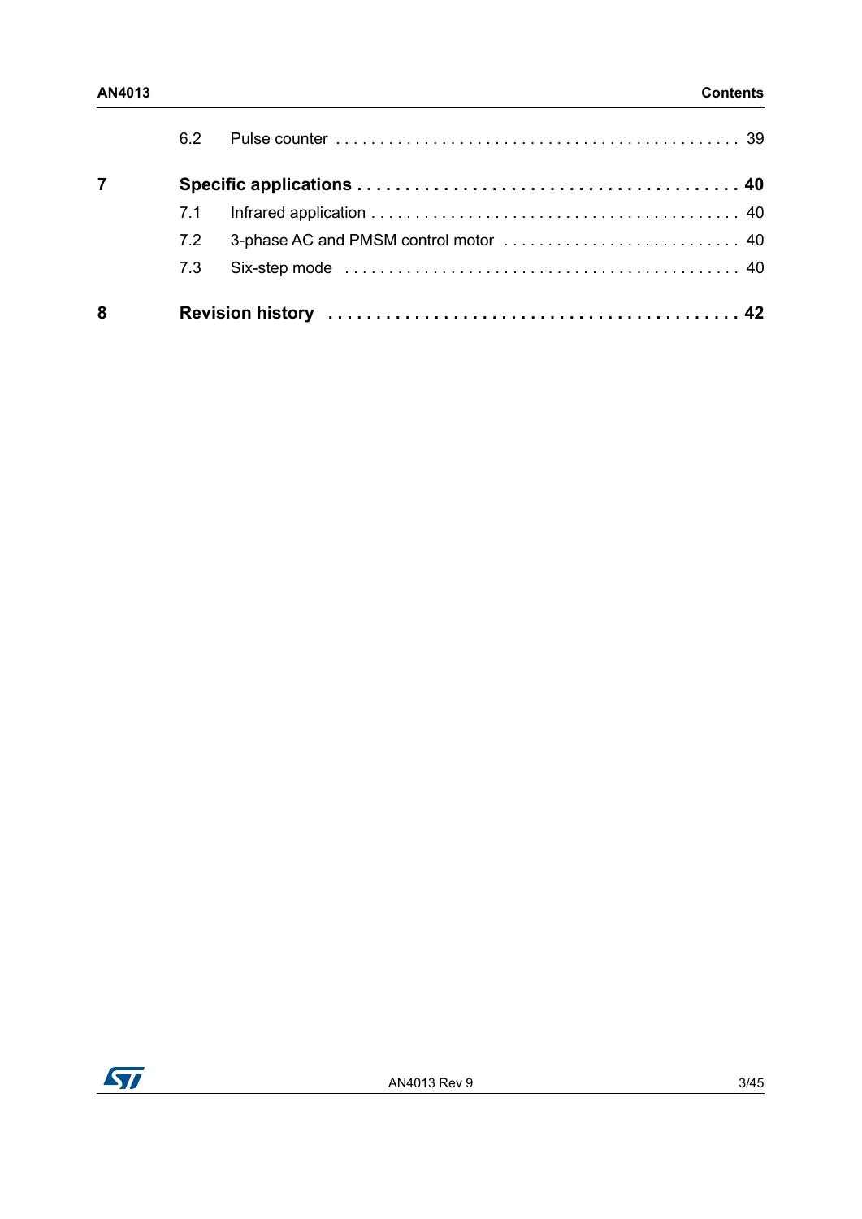6.2 Pulse counter . . . . . . . . . . . . . . . . . . . . . . . . . . . . . . . . . . . . . . . . . . . . . 39

**7 Specific applications . . . . . . . . . . . . . . . . . . . . . . . . . . . . . . . . . . . . . . . 40**

7.1 Infrared application . . . . . . . . . . . . . . . . . . . . . . . . . . . . . . . . . . . . . . . . . 40

7.2 3-phase AC and PMSM control motor . . . . . . . . . . . . . . . . . . . . . . . . . . . 40

7.3 Six-step mode . . . . . . . . . . . . . . . . . . . . . . . . . . . . . . . . . . . . . . . . . . . . 40

**8 Revision history . . . . . . . . . . . . . . . . . . . . . . . . . . . . . . . . . . . . . . . . . . . 42**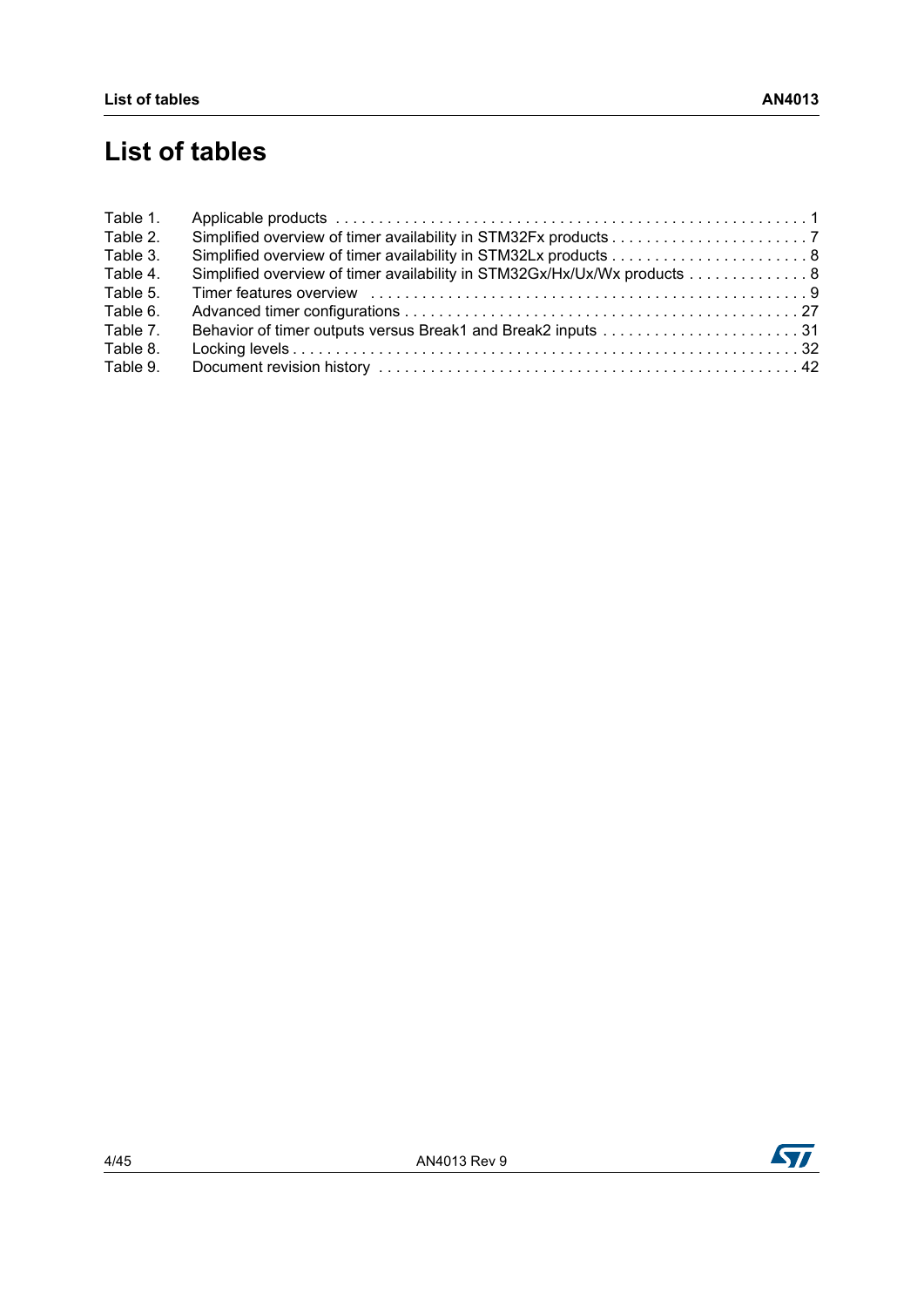# List of tables

Table 1. Applicable products . . . . . . . . . . . . . . . . . . . . . . . . . . . . . . . . . . . . . . . . . . . . . . . . . . . . . 1
Table 2. Simplified overview of timer availability in STM32Fx products . . . . . . . . . . . . . . . . . . . . . . . 7
Table 3. Simplified overview of timer availability in STM32Lx products . . . . . . . . . . . . . . . . . . . . . . . 8
Table 4. Simplified overview of timer availability in STM32Gx/Hx/Ux/Wx products . . . . . . . . . . . . . 8
Table 5. Timer features overview . . . . . . . . . . . . . . . . . . . . . . . . . . . . . . . . . . . . . . . . . . . . . . . . . . 9
Table 6. Advanced timer configurations . . . . . . . . . . . . . . . . . . . . . . . . . . . . . . . . . . . . . . . . . . . . . 27
Table 7. Behavior of timer outputs versus Break1 and Break2 inputs . . . . . . . . . . . . . . . . . . . . . . . 31
Table 8. Locking levels . . . . . . . . . . . . . . . . . . . . . . . . . . . . . . . . . . . . . . . . . . . . . . . . . . . . . . . . . . 32
Table 9. Document revision history . . . . . . . . . . . . . . . . . . . . . . . . . . . . . . . . . . . . . . . . . . . . . . . . 42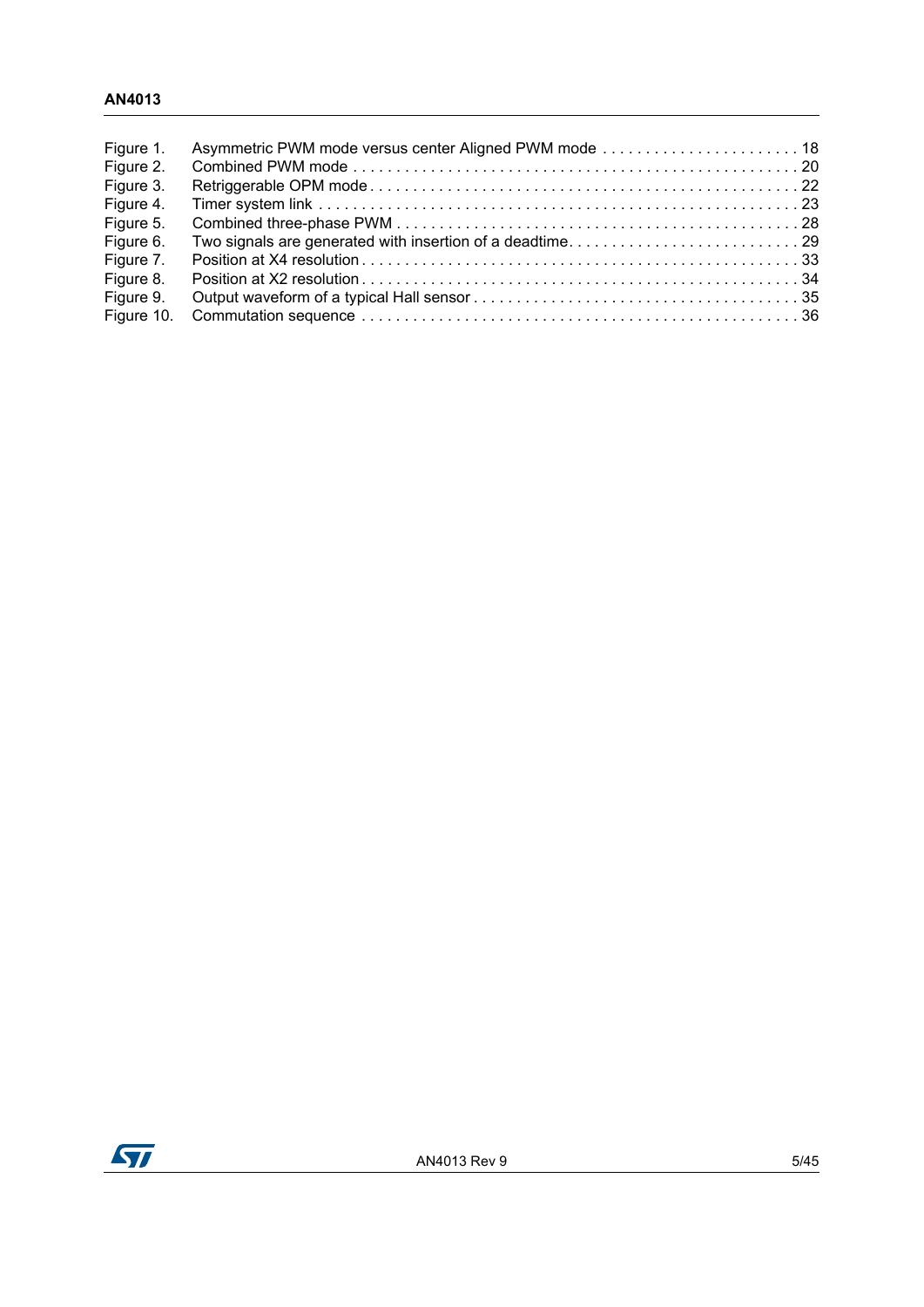Figure 1. Asymmetric PWM mode versus center Aligned PWM mode . . . . . . . . . . . . . . . . . . . . . . . 18
Figure 2. Combined PWM mode . . . . . . . . . . . . . . . . . . . . . . . . . . . . . . . . . . . . . . . . . . . . . . . . . . . . 20
Figure 3. Retriggerable OPM mode . . . . . . . . . . . . . . . . . . . . . . . . . . . . . . . . . . . . . . . . . . . . . . . . . 22
Figure 4. Timer system link . . . . . . . . . . . . . . . . . . . . . . . . . . . . . . . . . . . . . . . . . . . . . . . . . . . . . . . 23
Figure 5. Combined three-phase PWM . . . . . . . . . . . . . . . . . . . . . . . . . . . . . . . . . . . . . . . . . . . . . . . 28
Figure 6. Two signals are generated with insertion of a deadtime. . . . . . . . . . . . . . . . . . . . . . . . . . . 29
Figure 7. Position at X4 resolution . . . . . . . . . . . . . . . . . . . . . . . . . . . . . . . . . . . . . . . . . . . . . . . . . . 33
Figure 8. Position at X2 resolution . . . . . . . . . . . . . . . . . . . . . . . . . . . . . . . . . . . . . . . . . . . . . . . . . . 34
Figure 9. Output waveform of a typical Hall sensor . . . . . . . . . . . . . . . . . . . . . . . . . . . . . . . . . . . . . 35
Figure 10. Commutation sequence . . . . . . . . . . . . . . . . . . . . . . . . . . . . . . . . . . . . . . . . . . . . . . . . . . . 36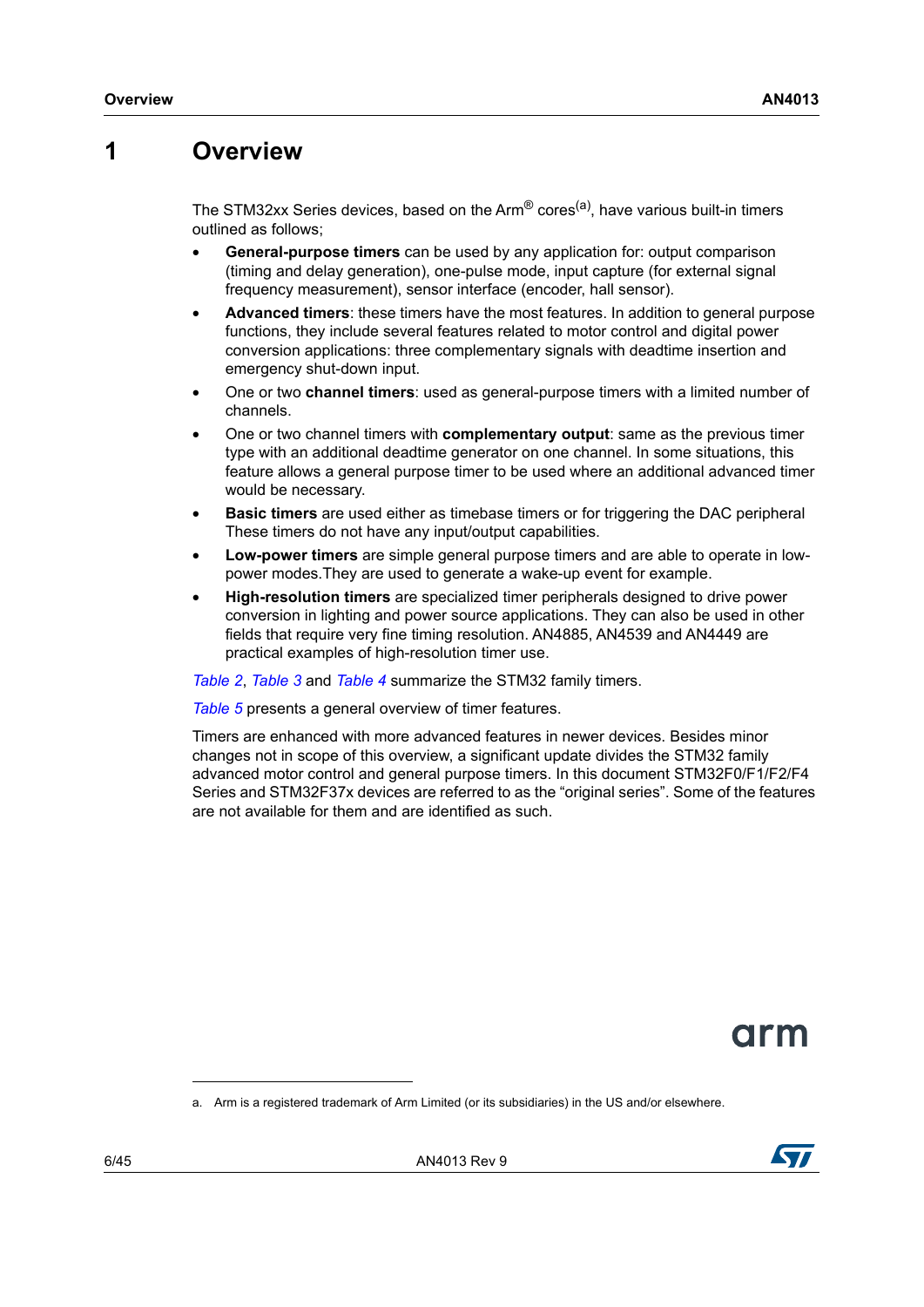# 1 Overview

The STM32xx Series devices, based on the Arm® cores[a], have various built-in timers outlined as follows;

- **General-purpose timers** can be used by any application for: output comparison (timing and delay generation), one-pulse mode, input capture (for external signal frequency measurement), sensor interface (encoder, hall sensor).
- **Advanced timers**: these timers have the most features. In addition to general purpose functions, they include several features related to motor control and digital power conversion applications: three complementary signals with deadtime insertion and emergency shut-down input.
- One or two **channel timers**: used as general-purpose timers with a limited number of channels.
- One or two channel timers with **complementary output**: same as the previous timer type with an additional deadtime generator on one channel. In some situations, this feature allows a general purpose timer to be used where an additional advanced timer would be necessary.
- **Basic timers** are used either as timebase timers or for triggering the DAC peripheral These timers do not have any input/output capabilities.
- **Low-power timers** are simple general purpose timers and are able to operate in low-power modes.They are used to generate a wake-up event for example.
- **High-resolution timers** are specialized timer peripherals designed to drive power conversion in lighting and power source applications. They can also be used in other fields that require very fine timing resolution. AN4885, AN4539 and AN4449 are practical examples of high-resolution timer use.

*Table 2*, *Table 3* and *Table 4* summarize the STM32 family timers.

*Table 5* presents a general overview of timer features.

Timers are enhanced with more advanced features in newer devices. Besides minor changes not in scope of this overview, a significant update divides the STM32 family advanced motor control and general purpose timers. In this document STM32F0/F1/F2/F4 Series and STM32F37x devices are referred to as the “original series”. Some of the features are not available for them and are identified as such.

a. Arm is a registered trademark of Arm Limited (or its subsidiaries) in the US and/or elsewhere.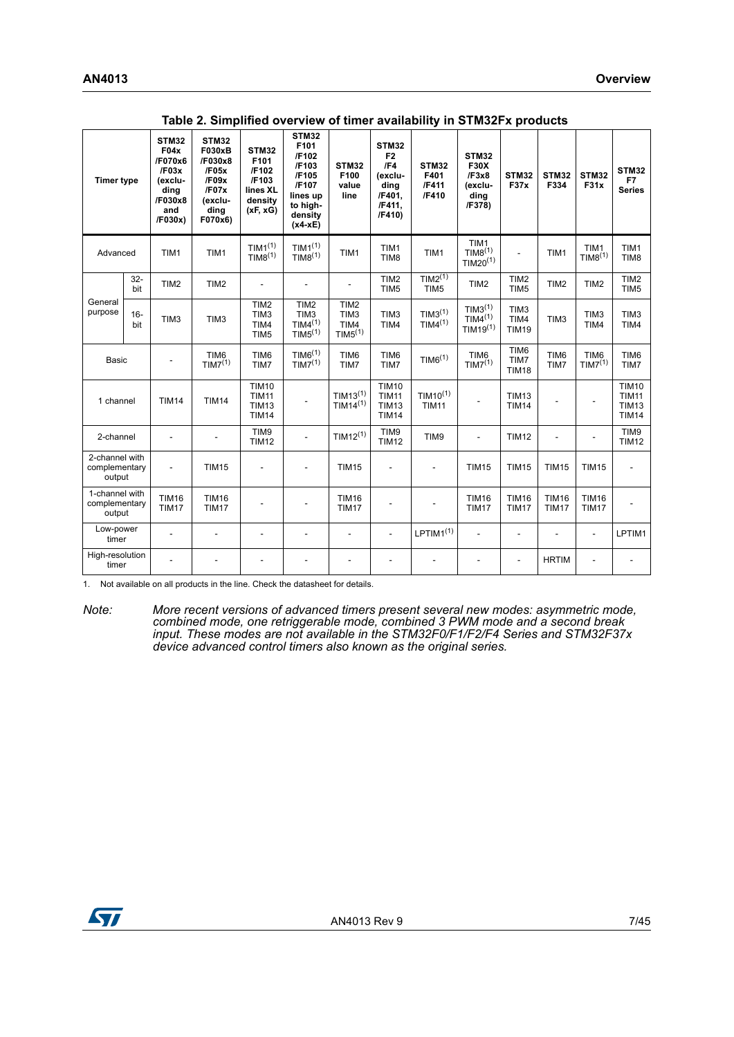**Table 2. Simplified overview of timer availability in STM32Fx products**

| Timer type | | STM32 F04x /F070x6 /F03x (excluding /F030x8 and /F030x) | STM32 F030xB /F030x8 /F05x /F09x /F07x (excluding F070x6) | STM32 F101 /F102 /F103 lines XL density (xF, xG) | STM32 F101 /F102 /F103 /F105 /F107 lines up to high-density (x4-xE) | STM32 F100 value line | STM32 F2 /F4 (excluding /F401, /F411, /F410) | STM32 F401 /F411 /F410 | STM32 F30X /F3x8 (excluding /F378) | STM32 F37x | STM32 F334 | STM32 F31x | STM32 F7 Series |
|---|---|---|---|---|---|---|---|---|---|---|---|---|---|
| Advanced | | TIM1 | TIM1 | TIM1[(1)] TIM8[(1)] | TIM1[(1)] TIM8[(1)] | TIM1 | TIM1 TIM8 | TIM1 | TIM1 TIM8[(1)] TIM20[(1)] | - | TIM1 | TIM1 TIM8[(1)] | TIM1 TIM8 |
| General purpose | 32-bit | TIM2 | TIM2 | - | - | - | TIM2 TIM5 | TIM2[(1)] TIM5 | TIM2 | TIM2 TIM5 | TIM2 | TIM2 | TIM2 TIM5 |
| | 16-bit | TIM3 | TIM3 | TIM2 TIM3 TIM4 TIM5 | TIM2 TIM3 TIM4[(1)] TIM5[(1)] | TIM2 TIM3 TIM4 TIM5[(1)] | TIM3 TIM4 | TIM3[(1)] TIM4[(1)] | TIM3[(1)] TIM4[(1)] TIM19[(1)] | TIM3 TIM4 TIM19 | TIM3 | TIM3 TIM4 | TIM3 TIM4 |
| Basic | | - | TIM6 TIM7[(1)] | TIM6 TIM7 | TIM6[(1)] TIM7[(1)] | TIM6 TIM7 | TIM6 TIM7 | TIM6[(1)] | TIM6 TIM7[(1)] | TIM6 TIM7 TIM18 | TIM6 TIM7 | TIM6 TIM7[(1)] | TIM6 TIM7 |
| 1 channel | | TIM14 | TIM14 | TIM10 TIM11 TIM13 TIM14 | - | TIM13[(1)] TIM14[(1)] | TIM10 TIM11 TIM13 TIM14 | TIM10[(1)] TIM11 | - | TIM13 TIM14 | - | - | TIM10 TIM11 TIM13 TIM14 |
| 2-channel | | - | - | TIM9 TIM12 | - | TIM12[(1)] | TIM9 TIM12 | TIM9 | - | TIM12 | - | - | TIM9 TIM12 |
| 2-channel with complementary output | | - | TIM15 | - | - | TIM15 | - | - | TIM15 | TIM15 | TIM15 | TIM15 | - |
| 1-channel with complementary output | | TIM16 TIM17 | TIM16 TIM17 | - | - | TIM16 TIM17 | - | - | TIM16 TIM17 | TIM16 TIM17 | TIM16 TIM17 | TIM16 TIM17 | - |
| Low-power timer | | - | - | - | - | - | - | LPTIM1[(1)] | - | - | - | - | LPTIM1 |
| High-resolution timer | | - | - | - | - | - | - | - | - | - | HRTIM | - | - |

1. Not available on all products in the line. Check the datasheet for details.

*Note: More recent versions of advanced timers present several new modes: asymmetric mode, combined mode, one retriggerable mode, combined 3 PWM mode and a second break input. These modes are not available in the STM32F0/F1/F2/F4 Series and STM32F37x device advanced control timers also known as the original series.*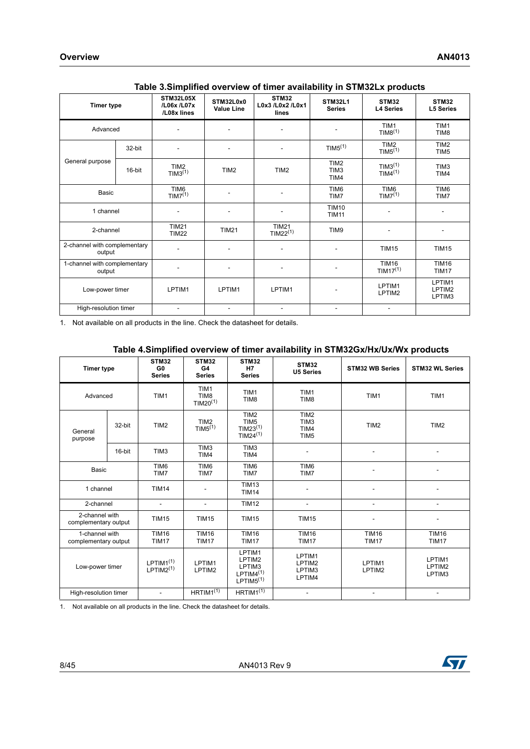**Table 3.Simplified overview of timer availability in STM32Lx products**

| Timer type | | STM32L05X /L06x /L07x /L08x lines | STM32L0x0 Value Line | STM32 L0x3 /L0x2 /L0x1 lines | STM32L1 Series | STM32 L4 Series | STM32 L5 Series |
|---|---|---|---|---|---|---|---|
| Advanced | | - | - | - | - | TIM1 TIM8(1) | TIM1 TIM8 |
| General purpose | 32-bit | - | - | - | TIM5(1) | TIM2 TIM5(1) | TIM2 TIM5 |
| | 16-bit | TIM2 TIM3(1) | TIM2 | TIM2 | TIM2 TIM3 TIM4 | TIM3(1) TIM4(1) | TIM3 TIM4 |
| Basic | | TIM6 TIM7(1) | - | - | TIM6 TIM7 | TIM6 TIM7(1) | TIM6 TIM7 |
| 1 channel | | - | - | - | TIM10 TIM11 | - | - |
| 2-channel | | TIM21 TIM22 | TIM21 | TIM21 TIM22(1) | TIM9 | - | - |
| 2-channel with complementary output | | - | - | - | - | TIM15 | TIM15 |
| 1-channel with complementary output | | - | - | - | - | TIM16 TIM17(1) | TIM16 TIM17 |
| Low-power timer | | LPTIM1 | LPTIM1 | LPTIM1 | - | LPTIM1 LPTIM2 | LPTIM1 LPTIM2 LPTIM3 |
| High-resolution timer | | - | - | - | - | - | |

1. Not available on all products in the line. Check the datasheet for details.

**Table 4.Simplified overview of timer availability in STM32Gx/Hx/Ux/Wx products**

| Timer type | | STM32 G0 Series | STM32 G4 Series | STM32 H7 Series | STM32 U5 Series | STM32 WB Series | STM32 WL Series |
|---|---|---|---|---|---|---|---|
| Advanced | | TIM1 | TIM1 TIM8 TIM20(1) | TIM1 TIM8 | TIM1 TIM8 | TIM1 | TIM1 |
| General purpose | 32-bit | TIM2 | TIM2 TIM5(1) | TIM2 TIM5 TIM23(1) TIM24(1) | TIM2 TIM3 TIM4 TIM5 | TIM2 | TIM2 |
| | 16-bit | TIM3 | TIM3 TIM4 | TIM3 TIM4 | - | - | - |
| Basic | | TIM6 TIM7 | TIM6 TIM7 | TIM6 TIM7 | TIM6 TIM7 | - | - |
| 1 channel | | TIM14 | - | TIM13 TIM14 | - | - | - |
| 2-channel | | - | - | TIM12 | - | - | - |
| 2-channel with complementary output | | TIM15 | TIM15 | TIM15 | TIM15 | - | - |
| 1-channel with complementary output | | TIM16 TIM17 | TIM16 TIM17 | TIM16 TIM17 | TIM16 TIM17 | TIM16 TIM17 | TIM16 TIM17 |
| Low-power timer | | LPTIM1(1) LPTIM2(1) | LPTIM1 LPTIM2 | LPTIM1 LPTIM2 LPTIM3 LPTIM4(1) LPTIM5(1) | LPTIM1 LPTIM2 LPTIM3 LPTIM4 | LPTIM1 LPTIM2 | LPTIM1 LPTIM2 LPTIM3 |
| High-resolution timer | | - | HRTIM1(1) | HRTIM1(1) | - | - | - |

1. Not available on all products in the line. Check the datasheet for details.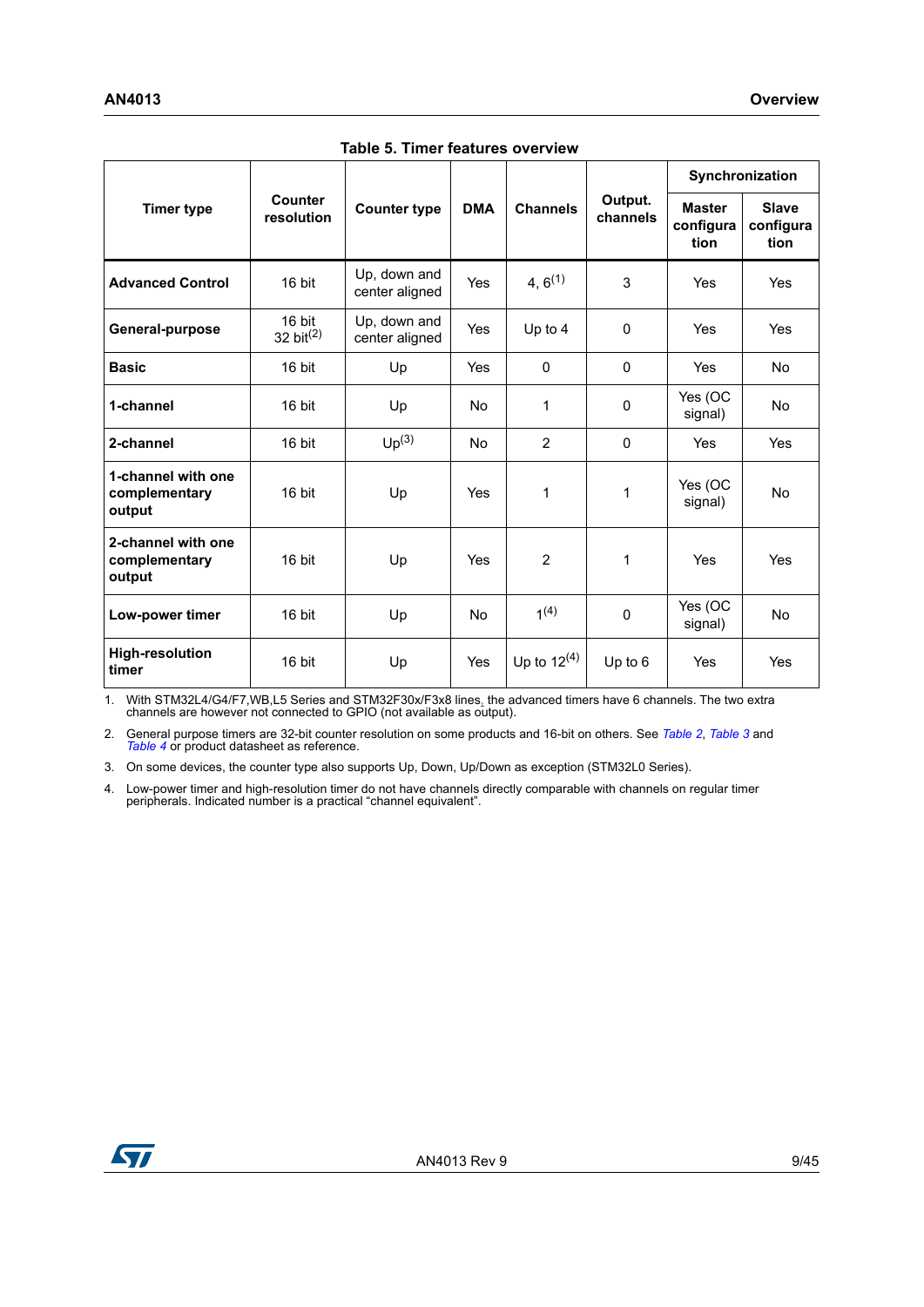**Table 5. Timer features overview**

| Timer type | Counter resolution | Counter type | DMA | Channels | Output. channels | Synchronization | |
|---|---|---|---|---|---|---|---|
| | | | | | | Master configuration | Slave configuration |
| **Advanced Control** | 16 bit | Up, down and center aligned | Yes | 4, 6[(1)] | 3 | Yes | Yes |
| **General-purpose** | 16 bit<br>32 bit[(2)] | Up, down and center aligned | Yes | Up to 4 | 0 | Yes | Yes |
| **Basic** | 16 bit | Up | Yes | 0 | 0 | Yes | No |
| **1-channel** | 16 bit | Up | No | 1 | 0 | Yes (OC signal) | No |
| **2-channel** | 16 bit | Up[(3)] | No | 2 | 0 | Yes | Yes |
| **1-channel with one complementary output** | 16 bit | Up | Yes | 1 | 1 | Yes (OC signal) | No |
| **2-channel with one complementary output** | 16 bit | Up | Yes | 2 | 1 | Yes | Yes |
| **Low-power timer** | 16 bit | Up | No | 1[(4)] | 0 | Yes (OC signal) | No |
| **High-resolution timer** | 16 bit | Up | Yes | Up to 12[(4)] | Up to 6 | Yes | Yes |

1. With STM32L4/G4/F7,WB,L5 Series and STM32F30x/F3x8 lines, the advanced timers have 6 channels. The two extra channels are however not connected to GPIO (not available as output).
2. General purpose timers are 32-bit counter resolution on some products and 16-bit on others. See *Table 2*, *Table 3* and *Table 4* or product datasheet as reference.
3. On some devices, the counter type also supports Up, Down, Up/Down as exception (STM32L0 Series).
4. Low-power timer and high-resolution timer do not have channels directly comparable with channels on regular timer peripherals. Indicated number is a practical "channel equivalent".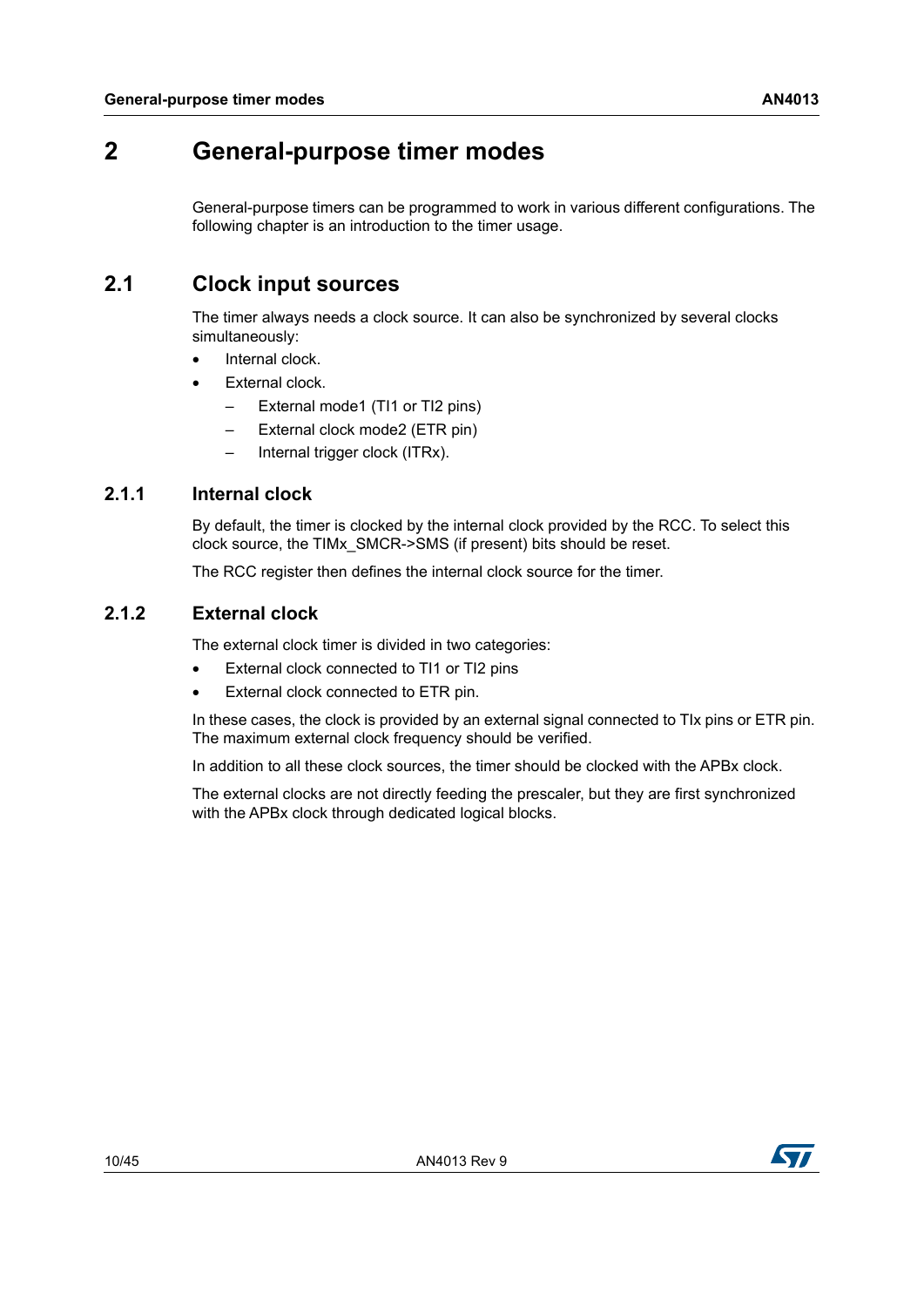# 2 General-purpose timer modes

General-purpose timers can be programmed to work in various different configurations. The following chapter is an introduction to the timer usage.

## 2.1 Clock input sources

The timer always needs a clock source. It can also be synchronized by several clocks simultaneously:

- Internal clock.
- External clock.
  - External mode1 (TI1 or TI2 pins)
  - External clock mode2 (ETR pin)
  - Internal trigger clock (ITRx).

### 2.1.1 Internal clock

By default, the timer is clocked by the internal clock provided by the RCC. To select this clock source, the TIMx_SMCR->SMS (if present) bits should be reset.

The RCC register then defines the internal clock source for the timer.

### 2.1.2 External clock

The external clock timer is divided in two categories:

- External clock connected to TI1 or TI2 pins
- External clock connected to ETR pin.

In these cases, the clock is provided by an external signal connected to TIx pins or ETR pin. The maximum external clock frequency should be verified.

In addition to all these clock sources, the timer should be clocked with the APBx clock.

The external clocks are not directly feeding the prescaler, but they are first synchronized with the APBx clock through dedicated logical blocks.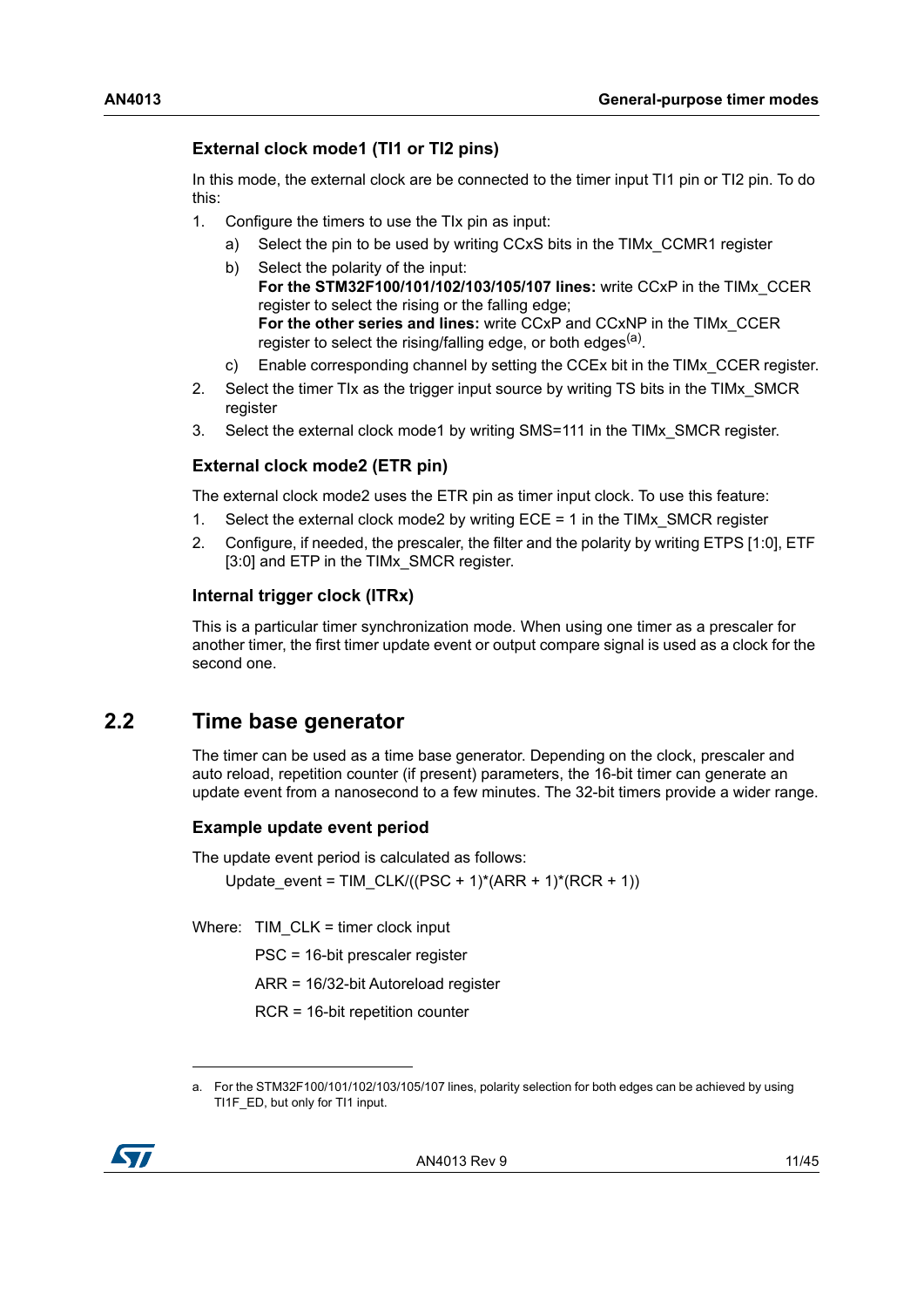### External clock mode1 (TI1 or TI2 pins)

In this mode, the external clock are be connected to the timer input TI1 pin or TI2 pin. To do this:

1. Configure the timers to use the TIx pin as input:
   a) Select the pin to be used by writing CCxS bits in the TIMx_CCMR1 register
   b) Select the polarity of the input:
      **For the STM32F100/101/102/103/105/107 lines:** write CCxP in the TIMx_CCER register to select the rising or the falling edge;
      **For the other series and lines:** write CCxP and CCxNP in the TIMx_CCER register to select the rising/falling edge, or both edges[a].
   c) Enable corresponding channel by setting the CCEx bit in the TIMx_CCER register.
2. Select the timer TIx as the trigger input source by writing TS bits in the TIMx_SMCR register
3. Select the external clock mode1 by writing SMS=111 in the TIMx_SMCR register.

### External clock mode2 (ETR pin)

The external clock mode2 uses the ETR pin as timer input clock. To use this feature:

1. Select the external clock mode2 by writing ECE = 1 in the TIMx_SMCR register
2. Configure, if needed, the prescaler, the filter and the polarity by writing ETPS [1:0], ETF [3:0] and ETP in the TIMx_SMCR register.

### Internal trigger clock (ITRx)

This is a particular timer synchronization mode. When using one timer as a prescaler for another timer, the first timer update event or output compare signal is used as a clock for the second one.

## 2.2 Time base generator

The timer can be used as a time base generator. Depending on the clock, prescaler and auto reload, repetition counter (if present) parameters, the 16-bit timer can generate an update event from a nanosecond to a few minutes. The 32-bit timers provide a wider range.

### Example update event period

The update event period is calculated as follows:

$$Update\_event = TIM\_CLK/((PSC + 1)*(ARR + 1)*(RCR + 1))$$

Where: TIM_CLK = timer clock input

PSC = 16-bit prescaler register

ARR = 16/32-bit Autoreload register

RCR = 16-bit repetition counter

---

a. For the STM32F100/101/102/103/105/107 lines, polarity selection for both edges can be achieved by using TI1F_ED, but only for TI1 input.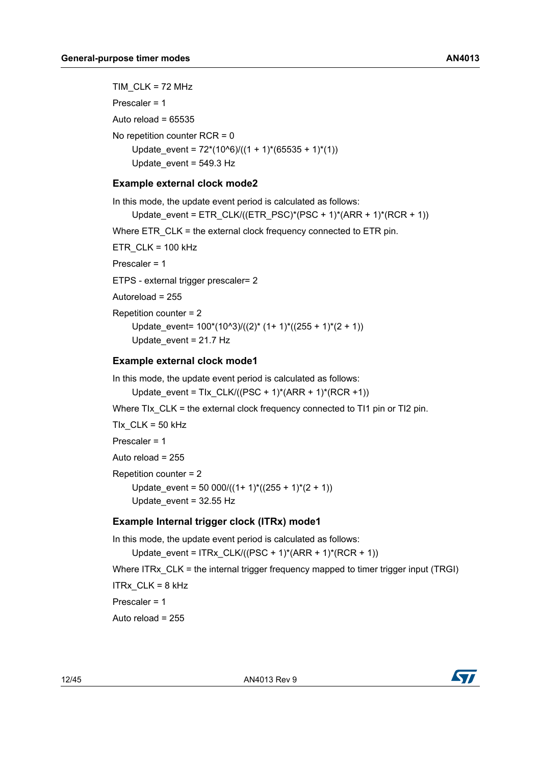TIM_CLK = 72 MHz

Prescaler = 1

Auto reload = 65535

No repetition counter RCR = 0

Update_event = 72*(10^6)/((1 + 1)*(65535 + 1)*(1))

Update_event = 549.3 Hz

### Example external clock mode2

In this mode, the update event period is calculated as follows:

Update_event = ETR_CLK/((ETR_PSC)*(PSC + 1)*(ARR + 1)*(RCR + 1))

Where ETR_CLK = the external clock frequency connected to ETR pin.

ETR_CLK = 100 kHz

Prescaler = 1

ETPS - external trigger prescaler= 2

Autoreload = 255

Repetition counter = 2

Update_event= 100*(10^3)/((2)* (1+ 1)*((255 + 1)*(2 + 1))

Update_event = 21.7 Hz

### Example external clock mode1

In this mode, the update event period is calculated as follows:

Update_event = TIx_CLK/((PSC + 1)*(ARR + 1)*(RCR +1))

Where TIx_CLK = the external clock frequency connected to TI1 pin or TI2 pin.

TIx_CLK = 50 kHz

Prescaler = 1

Auto reload = 255

Repetition counter = 2

Update_event = 50 000/((1+ 1)*((255 + 1)*(2 + 1))

Update_event = 32.55 Hz

### Example Internal trigger clock (ITRx) mode1

In this mode, the update event period is calculated as follows:

Update_event = ITRx_CLK/((PSC + 1)*(ARR + 1)*(RCR + 1))

Where ITRx_CLK = the internal trigger frequency mapped to timer trigger input (TRGI)

ITRx_CLK = 8 kHz

Prescaler = 1

Auto reload = 255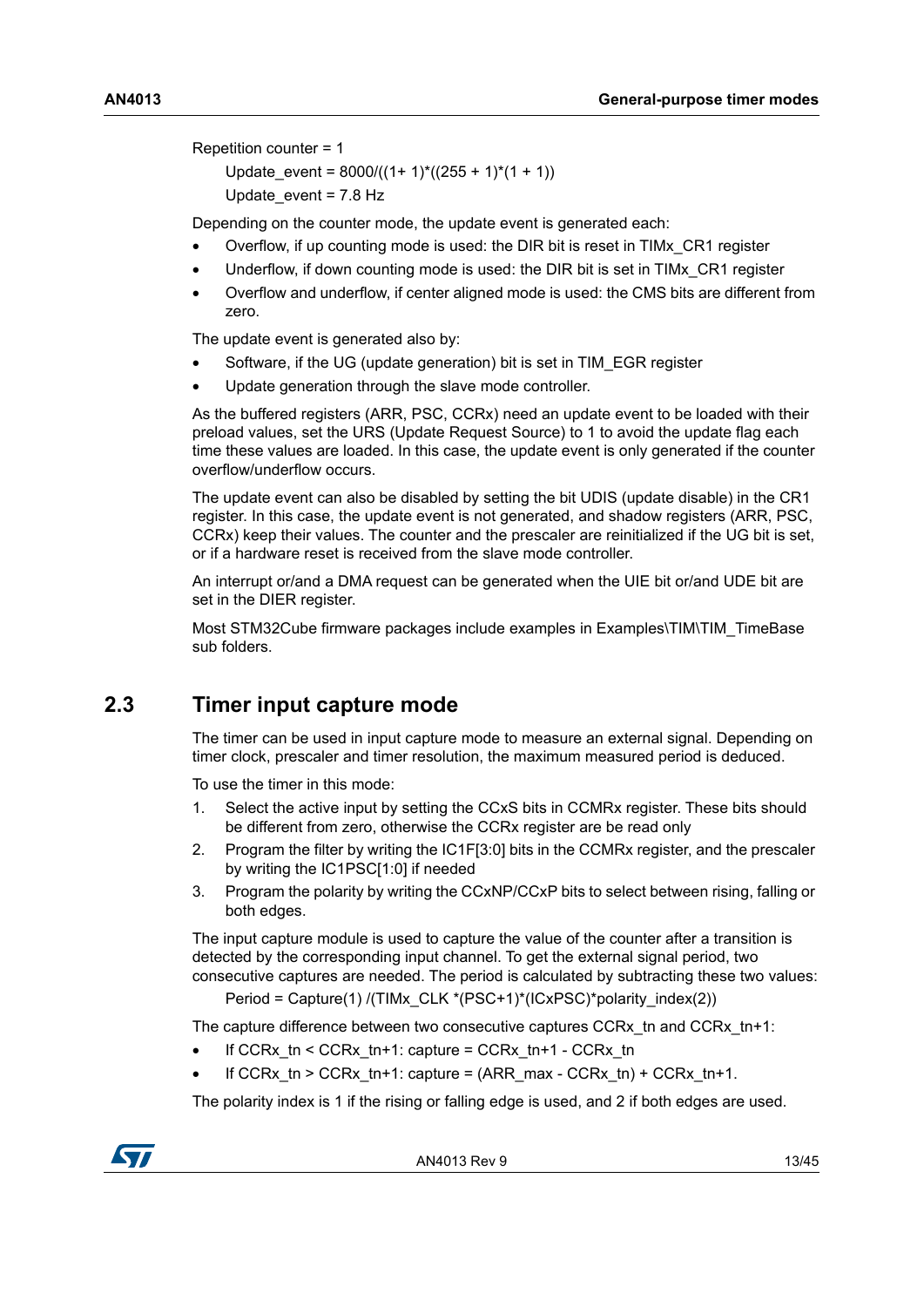Repetition counter = 1

Update_event = 8000/((1+ 1)*((255 + 1)*(1 + 1))

Update_event = 7.8 Hz

Depending on the counter mode, the update event is generated each:

- Overflow, if up counting mode is used: the DIR bit is reset in TIMx_CR1 register
- Underflow, if down counting mode is used: the DIR bit is set in TIMx_CR1 register
- Overflow and underflow, if center aligned mode is used: the CMS bits are different from zero.

The update event is generated also by:

- Software, if the UG (update generation) bit is set in TIM_EGR register
- Update generation through the slave mode controller.

As the buffered registers (ARR, PSC, CCRx) need an update event to be loaded with their preload values, set the URS (Update Request Source) to 1 to avoid the update flag each time these values are loaded. In this case, the update event is only generated if the counter overflow/underflow occurs.

The update event can also be disabled by setting the bit UDIS (update disable) in the CR1 register. In this case, the update event is not generated, and shadow registers (ARR, PSC, CCRx) keep their values. The counter and the prescaler are reinitialized if the UG bit is set, or if a hardware reset is received from the slave mode controller.

An interrupt or/and a DMA request can be generated when the UIE bit or/and UDE bit are set in the DIER register.

Most STM32Cube firmware packages include examples in Examples\TIM\TIM_TimeBase sub folders.

## 2.3 Timer input capture mode

The timer can be used in input capture mode to measure an external signal. Depending on timer clock, prescaler and timer resolution, the maximum measured period is deduced.

To use the timer in this mode:

1. Select the active input by setting the CCxS bits in CCMRx register. These bits should be different from zero, otherwise the CCRx register are be read only
2. Program the filter by writing the IC1F[3:0] bits in the CCMRx register, and the prescaler by writing the IC1PSC[1:0] if needed
3. Program the polarity by writing the CCxNP/CCxP bits to select between rising, falling or both edges.

The input capture module is used to capture the value of the counter after a transition is detected by the corresponding input channel. To get the external signal period, two consecutive captures are needed. The period is calculated by subtracting these two values:

Period = Capture(1) /(TIMx_CLK *(PSC+1)*(ICxPSC)*polarity_index(2))

The capture difference between two consecutive captures CCRx_tn and CCRx_tn+1:

- If CCRx_tn < CCRx_tn+1: capture = CCRx_tn+1 - CCRx_tn
- If CCRx_tn > CCRx_tn+1: capture = (ARR_max - CCRx_tn) + CCRx_tn+1.

The polarity index is 1 if the rising or falling edge is used, and 2 if both edges are used.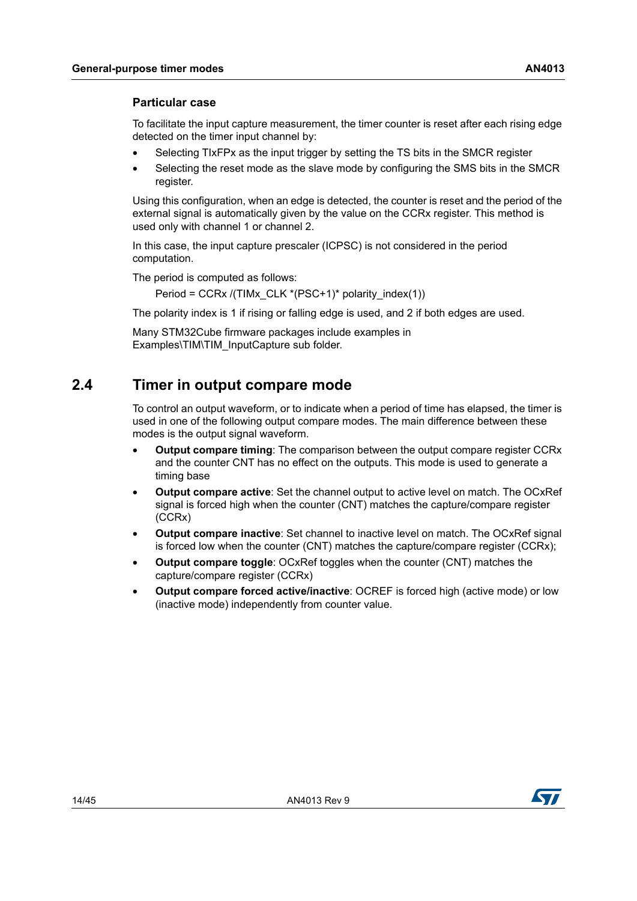### Particular case

To facilitate the input capture measurement, the timer counter is reset after each rising edge detected on the timer input channel by:

- Selecting TIxFPx as the input trigger by setting the TS bits in the SMCR register
- Selecting the reset mode as the slave mode by configuring the SMS bits in the SMCR register.

Using this configuration, when an edge is detected, the counter is reset and the period of the external signal is automatically given by the value on the CCRx register. This method is used only with channel 1 or channel 2.

In this case, the input capture prescaler (ICPSC) is not considered in the period computation.

The period is computed as follows:

Period = CCRx /(TIMx_CLK *(PSC+1)* polarity_index(1))

The polarity index is 1 if rising or falling edge is used, and 2 if both edges are used.

Many STM32Cube firmware packages include examples in Examples\TIM\TIM_InputCapture sub folder.

## 2.4 Timer in output compare mode

To control an output waveform, or to indicate when a period of time has elapsed, the timer is used in one of the following output compare modes. The main difference between these modes is the output signal waveform.

- **Output compare timing**: The comparison between the output compare register CCRx and the counter CNT has no effect on the outputs. This mode is used to generate a timing base
- **Output compare active**: Set the channel output to active level on match. The OCxRef signal is forced high when the counter (CNT) matches the capture/compare register (CCRx)
- **Output compare inactive**: Set channel to inactive level on match. The OCxRef signal is forced low when the counter (CNT) matches the capture/compare register (CCRx);
- **Output compare toggle**: OCxRef toggles when the counter (CNT) matches the capture/compare register (CCRx)
- **Output compare forced active/inactive**: OCREF is forced high (active mode) or low (inactive mode) independently from counter value.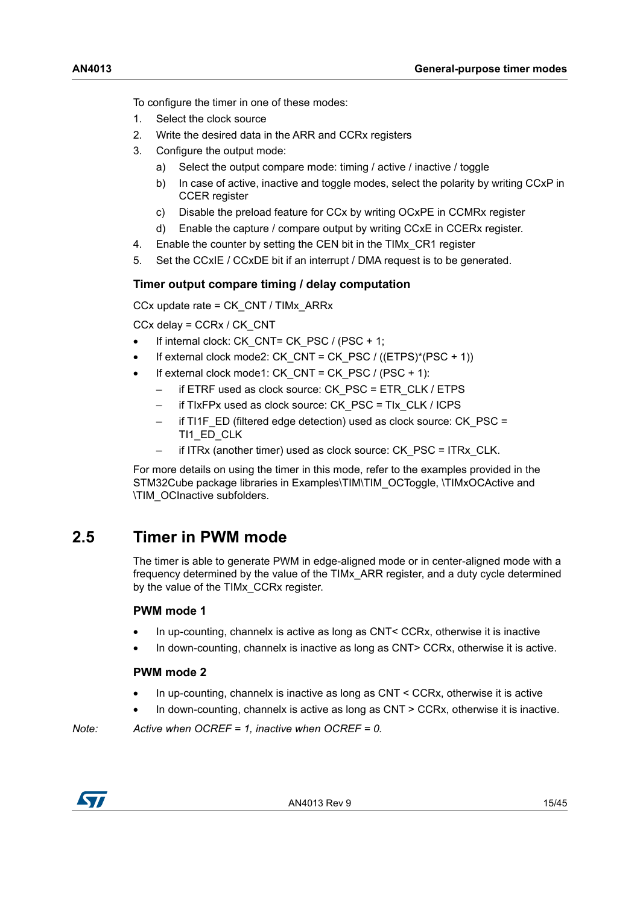To configure the timer in one of these modes:

1. Select the clock source
2. Write the desired data in the ARR and CCRx registers
3. Configure the output mode:
   a) Select the output compare mode: timing / active / inactive / toggle
   b) In case of active, inactive and toggle modes, select the polarity by writing CCxP in CCER register
   c) Disable the preload feature for CCx by writing OCxPE in CCMRx register
   d) Enable the capture / compare output by writing CCxE in CCERx register.
4. Enable the counter by setting the CEN bit in the TIMx_CR1 register
5. Set the CCxIE / CCxDE bit if an interrupt / DMA request is to be generated.

### Timer output compare timing / delay computation

CCx update rate = CK_CNT / TIMx_ARRx

CCx delay = CCRx / CK_CNT

- If internal clock: CK_CNT= CK_PSC / (PSC + 1;
- If external clock mode2: CK_CNT = CK_PSC / ((ETPS)*(PSC + 1))
- If external clock mode1: CK_CNT = CK_PSC / (PSC + 1):
  – if ETRF used as clock source: CK_PSC = ETR_CLK / ETPS
  – if TIxFPx used as clock source: CK_PSC = TIx_CLK / ICPS
  – if TI1F_ED (filtered edge detection) used as clock source: CK_PSC = TI1_ED_CLK
  – if ITRx (another timer) used as clock source: CK_PSC = ITRx_CLK.

For more details on using the timer in this mode, refer to the examples provided in the STM32Cube package libraries in Examples\TIM\TIM_OCToggle, \TIMxOCActive and \TIM_OCInactive subfolders.

## 2.5 Timer in PWM mode

The timer is able to generate PWM in edge-aligned mode or in center-aligned mode with a frequency determined by the value of the TIMx_ARR register, and a duty cycle determined by the value of the TIMx_CCRx register.

### PWM mode 1

- In up-counting, channelx is active as long as CNT< CCRx, otherwise it is inactive
- In down-counting, channelx is inactive as long as CNT> CCRx, otherwise it is active.

### PWM mode 2

- In up-counting, channelx is inactive as long as CNT < CCRx, otherwise it is active
- In down-counting, channelx is active as long as CNT > CCRx, otherwise it is inactive.

*Note: Active when OCREF = 1, inactive when OCREF = 0.*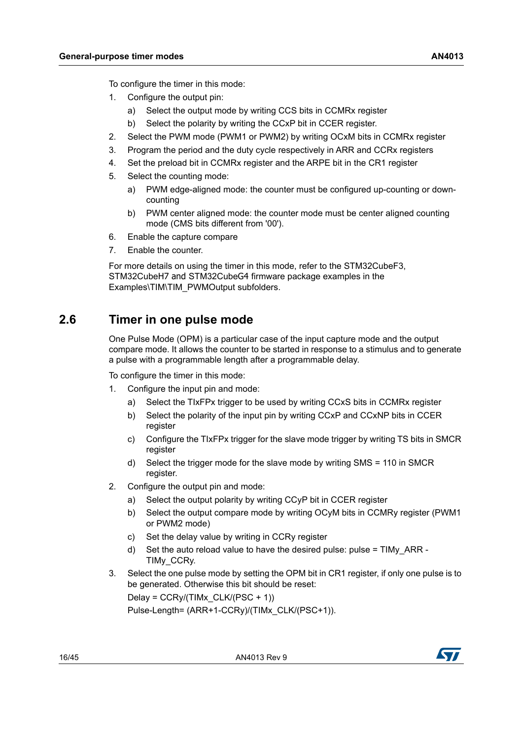To configure the timer in this mode:

1. Configure the output pin:
   a) Select the output mode by writing CCS bits in CCMRx register
   b) Select the polarity by writing the CCxP bit in CCER register.
2. Select the PWM mode (PWM1 or PWM2) by writing OCxM bits in CCMRx register
3. Program the period and the duty cycle respectively in ARR and CCRx registers
4. Set the preload bit in CCMRx register and the ARPE bit in the CR1 register
5. Select the counting mode:
   a) PWM edge-aligned mode: the counter must be configured up-counting or down-counting
   b) PWM center aligned mode: the counter mode must be center aligned counting mode (CMS bits different from '00').
6. Enable the capture compare
7. Enable the counter.

For more details on using the timer in this mode, refer to the STM32CubeF3, STM32CubeH7 and STM32CubeG4 firmware package examples in the Examples\TIM\TIM_PWMOutput subfolders.

## 2.6 Timer in one pulse mode

One Pulse Mode (OPM) is a particular case of the input capture mode and the output compare mode. It allows the counter to be started in response to a stimulus and to generate a pulse with a programmable length after a programmable delay.

To configure the timer in this mode:

1. Configure the input pin and mode:
   a) Select the TIxFPx trigger to be used by writing CCxS bits in CCMRx register
   b) Select the polarity of the input pin by writing CCxP and CCxNP bits in CCER register
   c) Configure the TIxFPx trigger for the slave mode trigger by writing TS bits in SMCR register
   d) Select the trigger mode for the slave mode by writing SMS = 110 in SMCR register.
2. Configure the output pin and mode:
   a) Select the output polarity by writing CCyP bit in CCER register
   b) Select the output compare mode by writing OCyM bits in CCMRy register (PWM1 or PWM2 mode)
   c) Set the delay value by writing in CCRy register
   d) Set the auto reload value to have the desired pulse: pulse = TIMy_ARR - TIMy_CCRy.
3. Select the one pulse mode by setting the OPM bit in CR1 register, if only one pulse is to be generated. Otherwise this bit should be reset:

   Delay = CCRy/(TIMx_CLK/(PSC + 1))

   Pulse-Length= (ARR+1-CCRy)/(TIMx_CLK/(PSC+1)).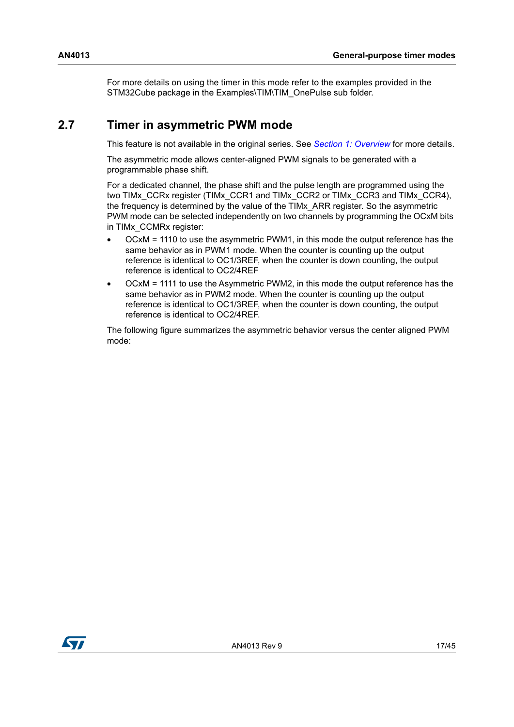For more details on using the timer in this mode refer to the examples provided in the STM32Cube package in the Examples\TIM\TIM_OnePulse sub folder.

## 2.7 Timer in asymmetric PWM mode

This feature is not available in the original series. See *Section 1: Overview* for more details.

The asymmetric mode allows center-aligned PWM signals to be generated with a programmable phase shift.

For a dedicated channel, the phase shift and the pulse length are programmed using the two TIMx_CCRx register (TIMx_CCR1 and TIMx_CCR2 or TIMx_CCR3 and TIMx_CCR4), the frequency is determined by the value of the TIMx_ARR register. So the asymmetric PWM mode can be selected independently on two channels by programming the OCxM bits in TIMx_CCMRx register:

- OCxM = 1110 to use the asymmetric PWM1, in this mode the output reference has the same behavior as in PWM1 mode. When the counter is counting up the output reference is identical to OC1/3REF, when the counter is down counting, the output reference is identical to OC2/4REF
- OCxM = 1111 to use the Asymmetric PWM2, in this mode the output reference has the same behavior as in PWM2 mode. When the counter is counting up the output reference is identical to OC1/3REF, when the counter is down counting, the output reference is identical to OC2/4REF.

The following figure summarizes the asymmetric behavior versus the center aligned PWM mode: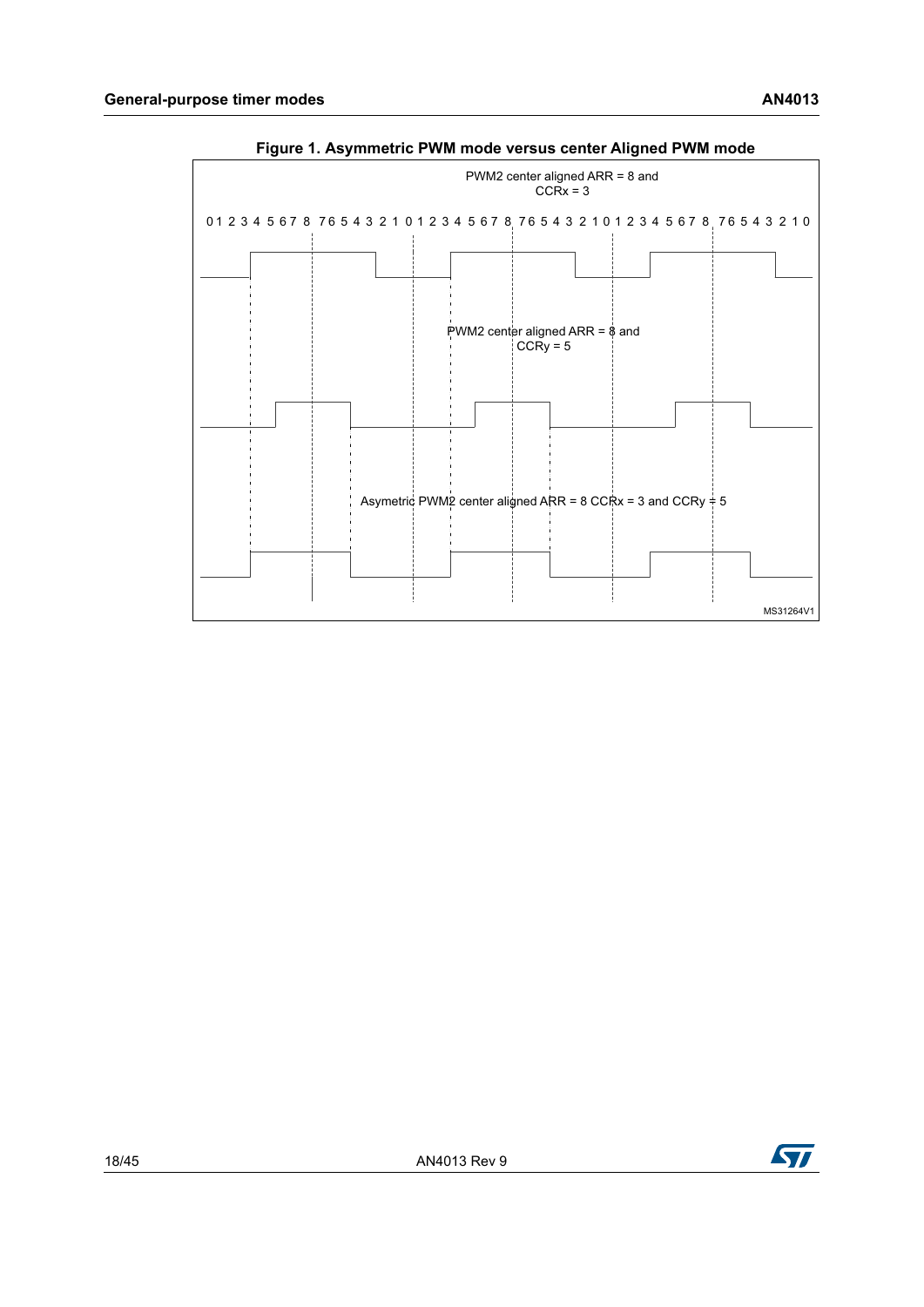**Figure 1. Asymmetric PWM mode versus center Aligned PWM mode**

PWM2 center aligned ARR = 8 and CCRx = 3

0 1 2 3 4 5 6 7 8 7 6 5 4 3 2 1 0 1 2 3 4 5 6 7 8 7 6 5 4 3 2 1 0 1 2 3 4 5 6 7 8 7 6 5 4 3 2 1 0

PWM2 center aligned ARR = 8 and CCRy = 5

Asymetric PWM2 center aligned ARR = 8 CCRx = 3 and CCRy = 5

MS31264V1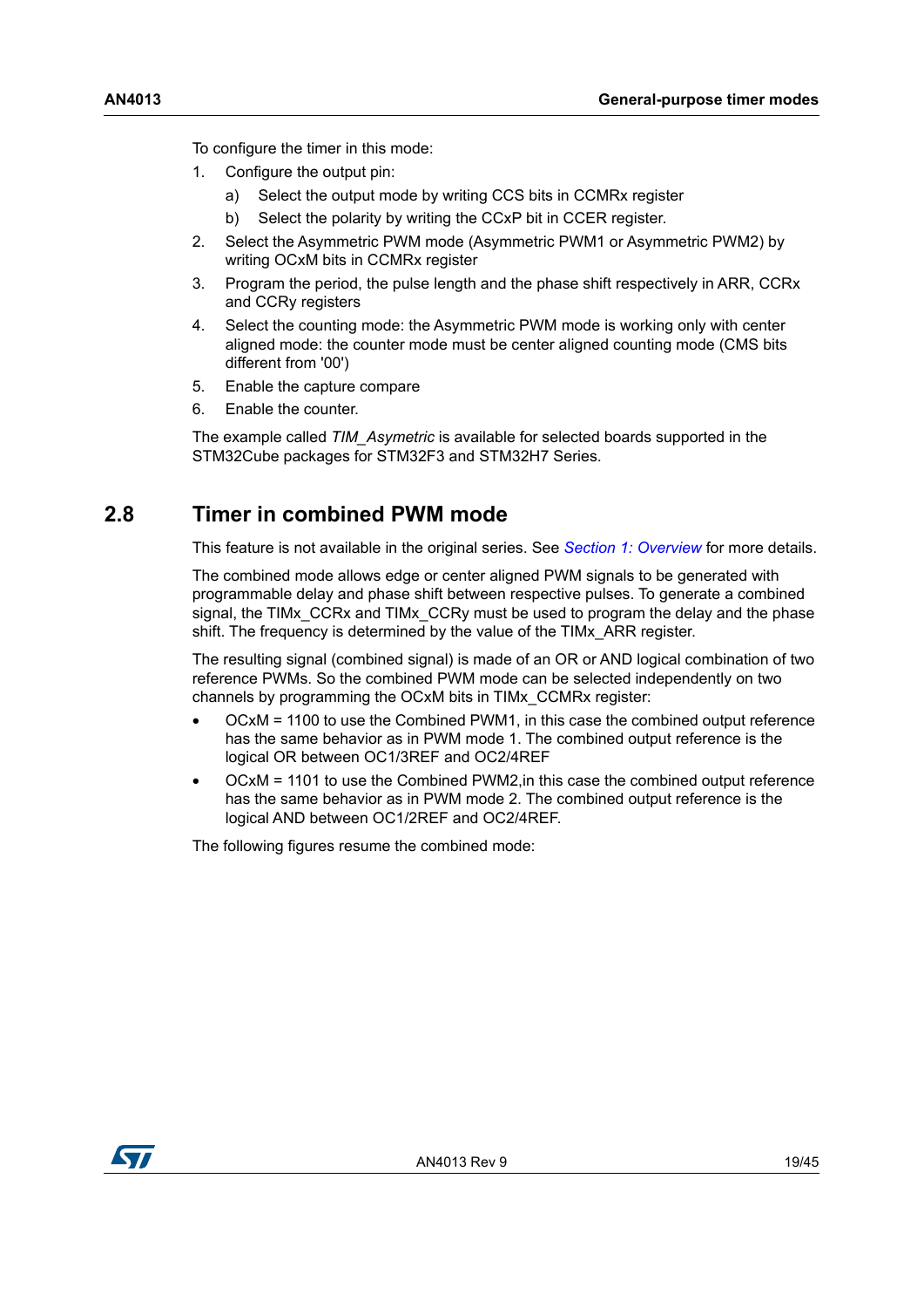To configure the timer in this mode:

1. Configure the output pin:
   a) Select the output mode by writing CCS bits in CCMRx register
   b) Select the polarity by writing the CCxP bit in CCER register.
2. Select the Asymmetric PWM mode (Asymmetric PWM1 or Asymmetric PWM2) by writing OCxM bits in CCMRx register
3. Program the period, the pulse length and the phase shift respectively in ARR, CCRx and CCRy registers
4. Select the counting mode: the Asymmetric PWM mode is working only with center aligned mode: the counter mode must be center aligned counting mode (CMS bits different from '00')
5. Enable the capture compare
6. Enable the counter.

The example called *TIM_Asymetric* is available for selected boards supported in the STM32Cube packages for STM32F3 and STM32H7 Series.

## 2.8 Timer in combined PWM mode

This feature is not available in the original series. See *Section 1: Overview* for more details.

The combined mode allows edge or center aligned PWM signals to be generated with programmable delay and phase shift between respective pulses. To generate a combined signal, the TIMx_CCRx and TIMx_CCRy must be used to program the delay and the phase shift. The frequency is determined by the value of the TIMx_ARR register.

The resulting signal (combined signal) is made of an OR or AND logical combination of two reference PWMs. So the combined PWM mode can be selected independently on two channels by programming the OCxM bits in TIMx_CCMRx register:

- OCxM = 1100 to use the Combined PWM1, in this case the combined output reference has the same behavior as in PWM mode 1. The combined output reference is the logical OR between OC1/3REF and OC2/4REF
- OCxM = 1101 to use the Combined PWM2,in this case the combined output reference has the same behavior as in PWM mode 2. The combined output reference is the logical AND between OC1/2REF and OC2/4REF.

The following figures resume the combined mode: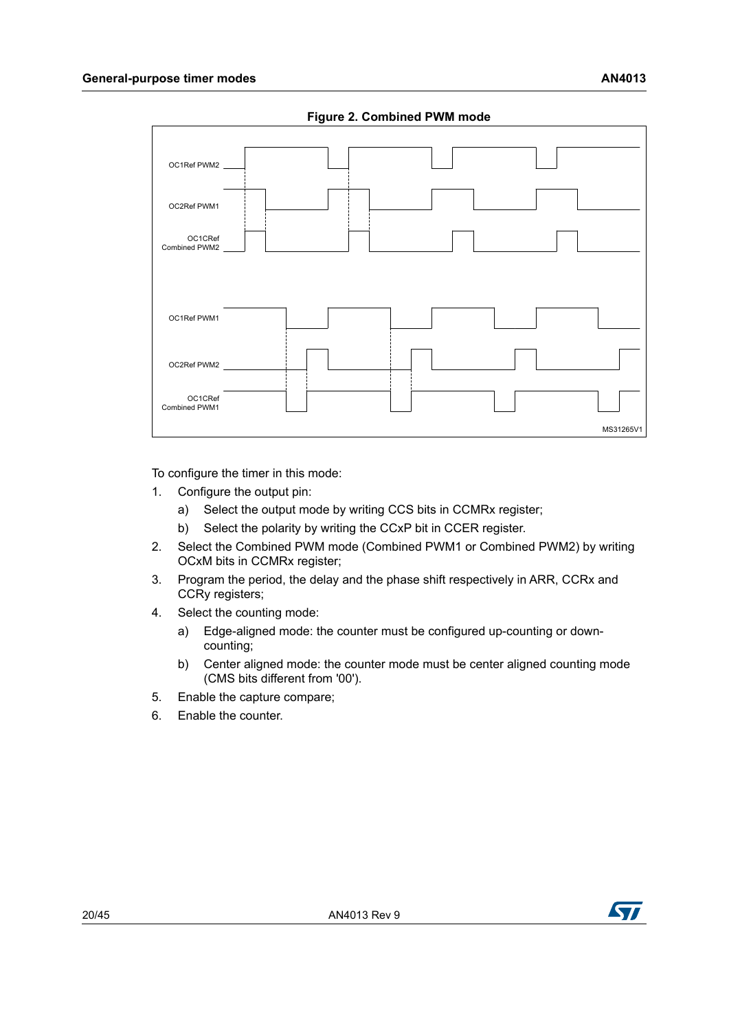**Figure 2. Combined PWM mode**

To configure the timer in this mode:

1. Configure the output pin:
   a) Select the output mode by writing CCS bits in CCMRx register;
   b) Select the polarity by writing the CCxP bit in CCER register.
2. Select the Combined PWM mode (Combined PWM1 or Combined PWM2) by writing OCxM bits in CCMRx register;
3. Program the period, the delay and the phase shift respectively in ARR, CCRx and CCRy registers;
4. Select the counting mode:
   a) Edge-aligned mode: the counter must be configured up-counting or down-counting;
   b) Center aligned mode: the counter mode must be center aligned counting mode (CMS bits different from '00').
5. Enable the capture compare;
6. Enable the counter.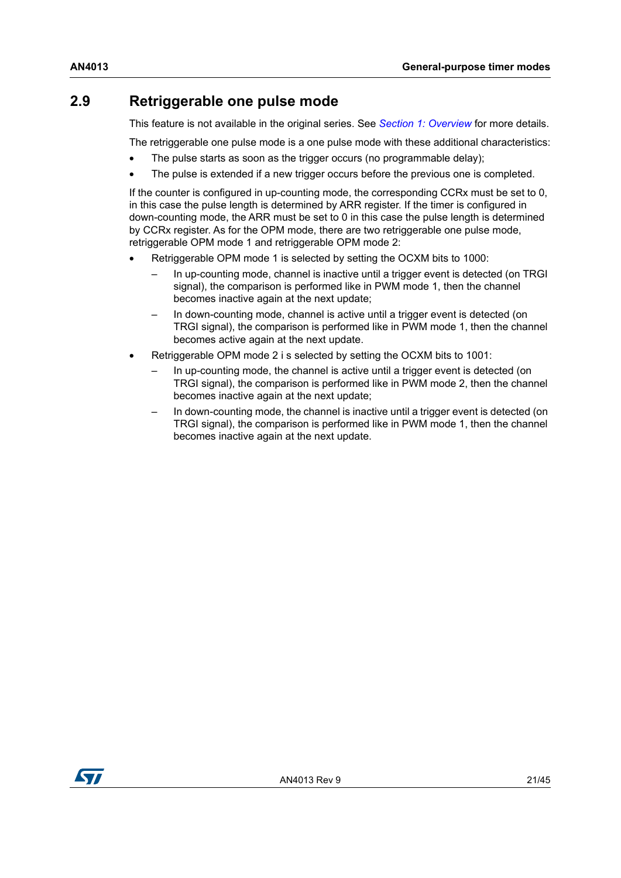## 2.9 Retriggerable one pulse mode

This feature is not available in the original series. See *Section 1: Overview* for more details.

The retriggerable one pulse mode is a one pulse mode with these additional characteristics:

- The pulse starts as soon as the trigger occurs (no programmable delay);
- The pulse is extended if a new trigger occurs before the previous one is completed.

If the counter is configured in up-counting mode, the corresponding CCRx must be set to 0, in this case the pulse length is determined by ARR register. If the timer is configured in down-counting mode, the ARR must be set to 0 in this case the pulse length is determined by CCRx register. As for the OPM mode, there are two retriggerable one pulse mode, retriggerable OPM mode 1 and retriggerable OPM mode 2:

- Retriggerable OPM mode 1 is selected by setting the OCXM bits to 1000:
  - In up-counting mode, channel is inactive until a trigger event is detected (on TRGI signal), the comparison is performed like in PWM mode 1, then the channel becomes inactive again at the next update;
  - In down-counting mode, channel is active until a trigger event is detected (on TRGI signal), the comparison is performed like in PWM mode 1, then the channel becomes active again at the next update.
- Retriggerable OPM mode 2 i s selected by setting the OCXM bits to 1001:
  - In up-counting mode, the channel is active until a trigger event is detected (on TRGI signal), the comparison is performed like in PWM mode 2, then the channel becomes inactive again at the next update;
  - In down-counting mode, the channel is inactive until a trigger event is detected (on TRGI signal), the comparison is performed like in PWM mode 1, then the channel becomes inactive again at the next update.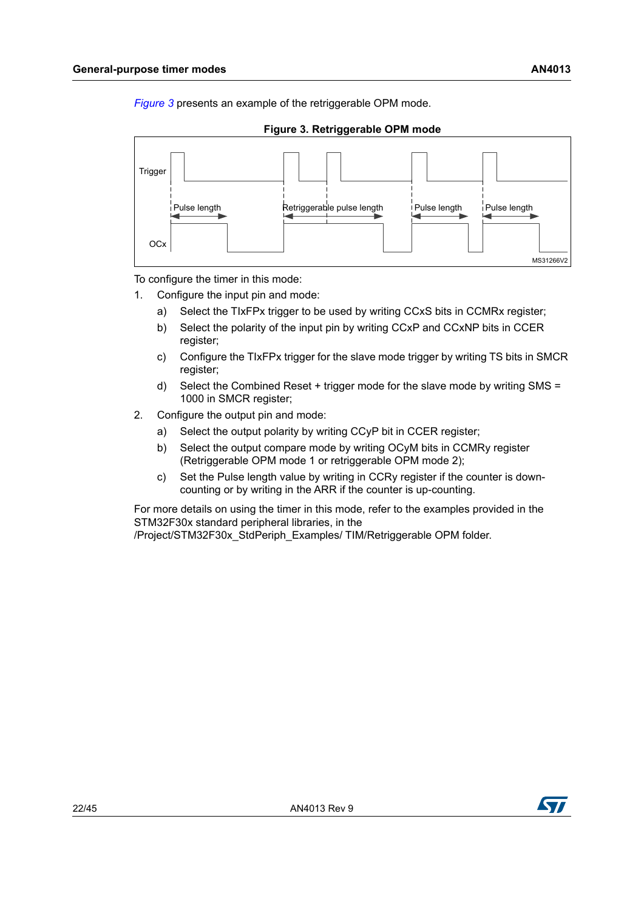*Figure 3* presents an example of the retriggerable OPM mode.

**Figure 3. Retriggerable OPM mode**

To configure the timer in this mode:

1. Configure the input pin and mode:
   a) Select the TIxFPx trigger to be used by writing CCxS bits in CCMRx register;
   b) Select the polarity of the input pin by writing CCxP and CCxNP bits in CCER register;
   c) Configure the TIxFPx trigger for the slave mode trigger by writing TS bits in SMCR register;
   d) Select the Combined Reset + trigger mode for the slave mode by writing SMS = 1000 in SMCR register;
2. Configure the output pin and mode:
   a) Select the output polarity by writing CCyP bit in CCER register;
   b) Select the output compare mode by writing OCyM bits in CCMRy register (Retriggerable OPM mode 1 or retriggerable OPM mode 2);
   c) Set the Pulse length value by writing in CCRy register if the counter is down-counting or by writing in the ARR if the counter is up-counting.

For more details on using the timer in this mode, refer to the examples provided in the STM32F30x standard peripheral libraries, in the /Project/STM32F30x_StdPeriph_Examples/ TIM/Retriggerable OPM folder.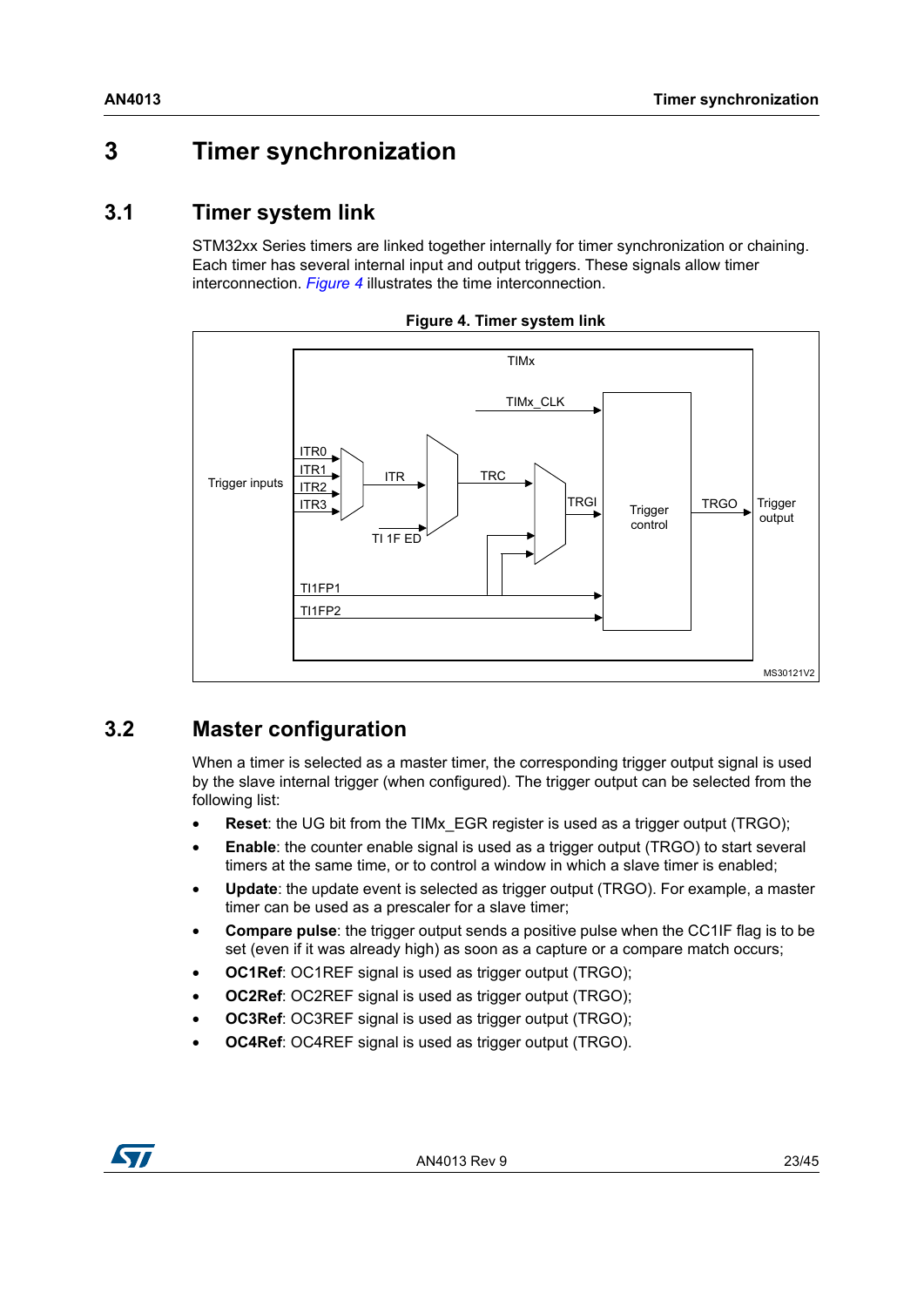# 3 Timer synchronization

## 3.1 Timer system link

STM32xx Series timers are linked together internally for timer synchronization or chaining. Each timer has several internal input and output triggers. These signals allow timer interconnection. *Figure 4* illustrates the time interconnection.

**Figure 4. Timer system link**

## 3.2 Master configuration

When a timer is selected as a master timer, the corresponding trigger output signal is used by the slave internal trigger (when configured). The trigger output can be selected from the following list:

- **Reset**: the UG bit from the TIMx_EGR register is used as a trigger output (TRGO);
- **Enable**: the counter enable signal is used as a trigger output (TRGO) to start several timers at the same time, or to control a window in which a slave timer is enabled;
- **Update**: the update event is selected as trigger output (TRGO). For example, a master timer can be used as a prescaler for a slave timer;
- **Compare pulse**: the trigger output sends a positive pulse when the CC1IF flag is to be set (even if it was already high) as soon as a capture or a compare match occurs;
- **OC1Ref**: OC1REF signal is used as trigger output (TRGO);
- **OC2Ref**: OC2REF signal is used as trigger output (TRGO);
- **OC3Ref**: OC3REF signal is used as trigger output (TRGO);
- **OC4Ref**: OC4REF signal is used as trigger output (TRGO).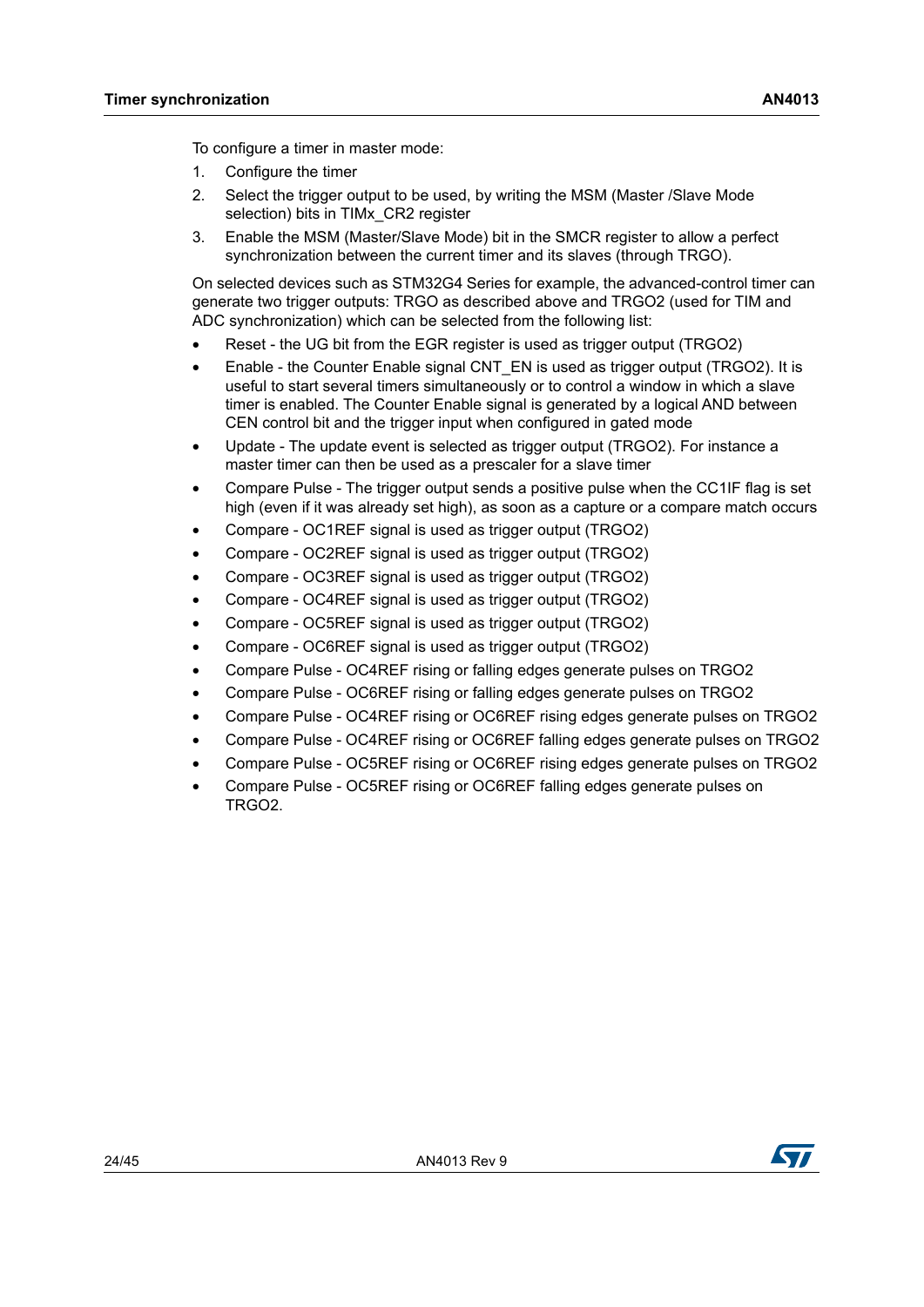To configure a timer in master mode:

1. Configure the timer
2. Select the trigger output to be used, by writing the MSM (Master /Slave Mode selection) bits in TIMx_CR2 register
3. Enable the MSM (Master/Slave Mode) bit in the SMCR register to allow a perfect synchronization between the current timer and its slaves (through TRGO).

On selected devices such as STM32G4 Series for example, the advanced-control timer can generate two trigger outputs: TRGO as described above and TRGO2 (used for TIM and ADC synchronization) which can be selected from the following list:

- Reset - the UG bit from the EGR register is used as trigger output (TRGO2)
- Enable - the Counter Enable signal CNT_EN is used as trigger output (TRGO2). It is useful to start several timers simultaneously or to control a window in which a slave timer is enabled. The Counter Enable signal is generated by a logical AND between CEN control bit and the trigger input when configured in gated mode
- Update - The update event is selected as trigger output (TRGO2). For instance a master timer can then be used as a prescaler for a slave timer
- Compare Pulse - The trigger output sends a positive pulse when the CC1IF flag is set high (even if it was already set high), as soon as a capture or a compare match occurs
- Compare - OC1REF signal is used as trigger output (TRGO2)
- Compare - OC2REF signal is used as trigger output (TRGO2)
- Compare - OC3REF signal is used as trigger output (TRGO2)
- Compare - OC4REF signal is used as trigger output (TRGO2)
- Compare - OC5REF signal is used as trigger output (TRGO2)
- Compare - OC6REF signal is used as trigger output (TRGO2)
- Compare Pulse - OC4REF rising or falling edges generate pulses on TRGO2
- Compare Pulse - OC6REF rising or falling edges generate pulses on TRGO2
- Compare Pulse - OC4REF rising or OC6REF rising edges generate pulses on TRGO2
- Compare Pulse - OC4REF rising or OC6REF falling edges generate pulses on TRGO2
- Compare Pulse - OC5REF rising or OC6REF rising edges generate pulses on TRGO2
- Compare Pulse - OC5REF rising or OC6REF falling edges generate pulses on TRGO2.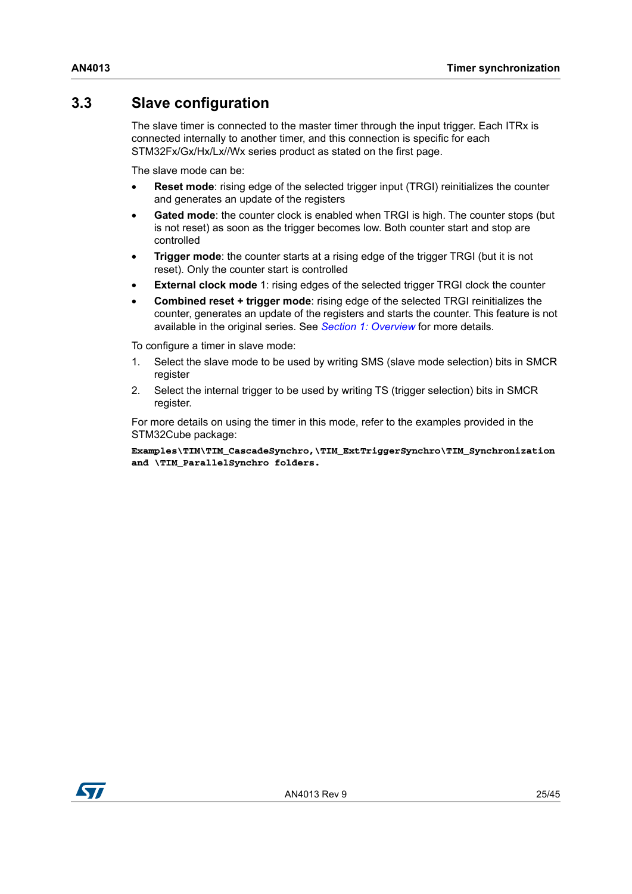## 3.3 Slave configuration

The slave timer is connected to the master timer through the input trigger. Each ITRx is connected internally to another timer, and this connection is specific for each STM32Fx/Gx/Hx/Lx//Wx series product as stated on the first page.

The slave mode can be:

- **Reset mode**: rising edge of the selected trigger input (TRGI) reinitializes the counter and generates an update of the registers
- **Gated mode**: the counter clock is enabled when TRGI is high. The counter stops (but is not reset) as soon as the trigger becomes low. Both counter start and stop are controlled
- **Trigger mode**: the counter starts at a rising edge of the trigger TRGI (but it is not reset). Only the counter start is controlled
- **External clock mode** 1: rising edges of the selected trigger TRGI clock the counter
- **Combined reset + trigger mode**: rising edge of the selected TRGI reinitializes the counter, generates an update of the registers and starts the counter. This feature is not available in the original series. See *Section 1: Overview* for more details.

To configure a timer in slave mode:

1. Select the slave mode to be used by writing SMS (slave mode selection) bits in SMCR register
2. Select the internal trigger to be used by writing TS (trigger selection) bits in SMCR register.

For more details on using the timer in this mode, refer to the examples provided in the STM32Cube package:

`Examples\TIM\TIM_CascadeSynchro,\TIM_ExtTriggerSynchro\TIM_Synchronization and \TIM_ParallelSynchro folders.`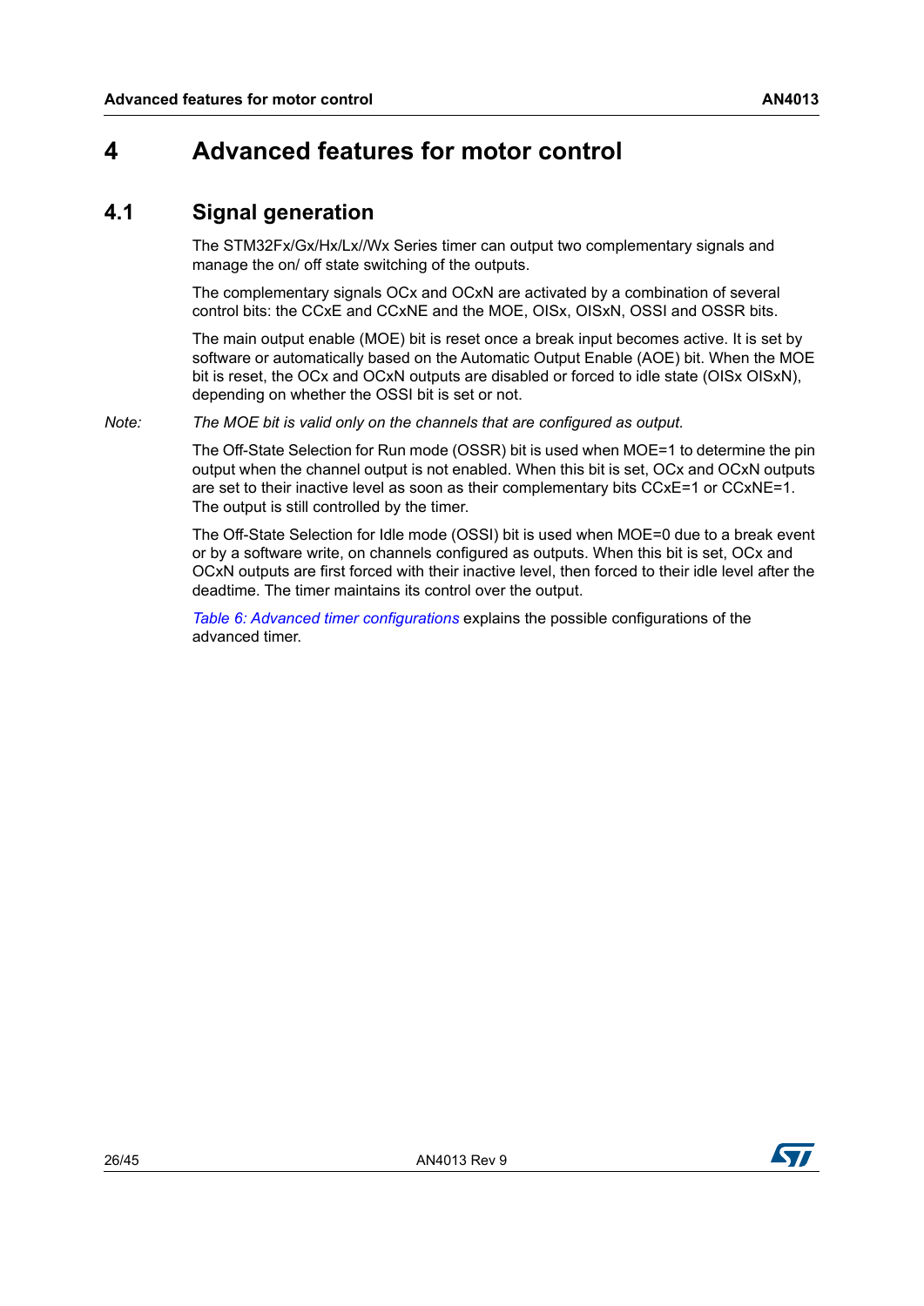# 4 Advanced features for motor control

## 4.1 Signal generation

The STM32Fx/Gx/Hx/Lx//Wx Series timer can output two complementary signals and manage the on/ off state switching of the outputs.

The complementary signals OCx and OCxN are activated by a combination of several control bits: the CCxE and CCxNE and the MOE, OISx, OISxN, OSSI and OSSR bits.

The main output enable (MOE) bit is reset once a break input becomes active. It is set by software or automatically based on the Automatic Output Enable (AOE) bit. When the MOE bit is reset, the OCx and OCxN outputs are disabled or forced to idle state (OISx OISxN), depending on whether the OSSI bit is set or not.

*Note: The MOE bit is valid only on the channels that are configured as output.*

The Off-State Selection for Run mode (OSSR) bit is used when MOE=1 to determine the pin output when the channel output is not enabled. When this bit is set, OCx and OCxN outputs are set to their inactive level as soon as their complementary bits CCxE=1 or CCxNE=1. The output is still controlled by the timer.

The Off-State Selection for Idle mode (OSSI) bit is used when MOE=0 due to a break event or by a software write, on channels configured as outputs. When this bit is set, OCx and OCxN outputs are first forced with their inactive level, then forced to their idle level after the deadtime. The timer maintains its control over the output.

*Table 6: Advanced timer configurations* explains the possible configurations of the advanced timer.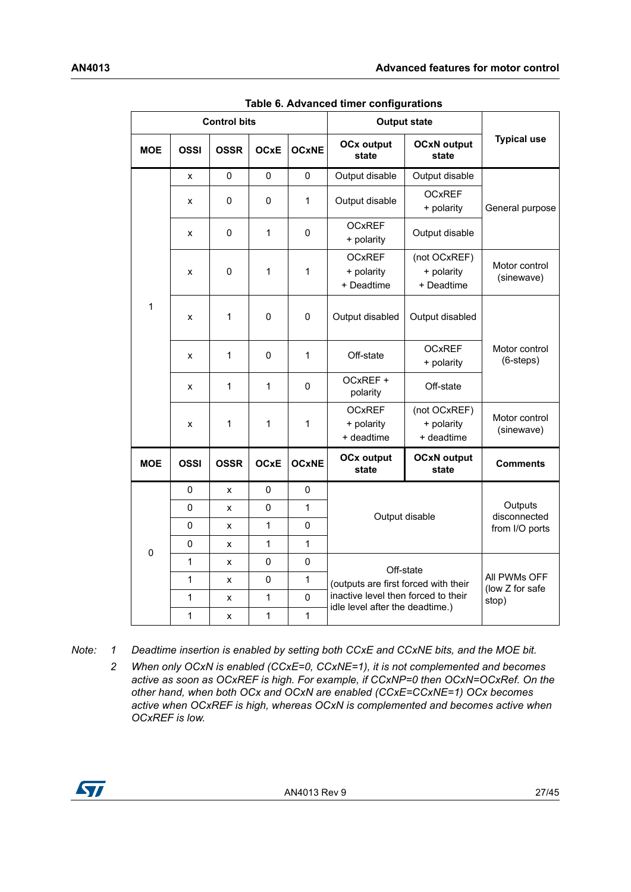Table 6. Advanced timer configurations

| Control bits | | | | | Output state | | Typical use |
|---|---|---|---|---|---|---|---|
| MOE | OSSI | OSSR | OCxE | OCxNE | OCx output state | OCxN output state | |
| 1 | x | 0 | 0 | 0 | Output disable | Output disable | General purpose |
| | x | 0 | 0 | 1 | Output disable | OCxREF + polarity | |
| | x | 0 | 1 | 0 | OCxREF + polarity | Output disable | |
| | x | 0 | 1 | 1 | OCxREF + polarity + Deadtime | (not OCxREF) + polarity + Deadtime | Motor control (sinewave) |
| | x | 1 | 0 | 0 | Output disabled | Output disabled | Motor control (6-steps) |
| | x | 1 | 0 | 1 | Off-state | OCxREF + polarity | |
| | x | 1 | 1 | 0 | OCxREF + polarity | Off-state | |
| | x | 1 | 1 | 1 | OCxREF + polarity + deadtime | (not OCxREF) + polarity + deadtime | Motor control (sinewave) |
| **MOE** | **OSSI** | **OSSR** | **OCxE** | **OCxNE** | **OCx output state** | **OCxN output state** | **Comments** |
| 0 | 0 | x | 0 | 0 | Output disable | | Outputs disconnected from I/O ports |
| | 0 | x | 0 | 1 | | | |
| | 0 | x | 1 | 0 | | | |
| | 0 | x | 1 | 1 | | | |
| | 1 | x | 0 | 0 | Off-state (outputs are first forced with their inactive level then forced to their idle level after the deadtime.) | | All PWMs OFF (low Z for safe stop) |
| | 1 | x | 0 | 1 | | | |
| | 1 | x | 1 | 0 | | | |
| | 1 | x | 1 | 1 | | | |

*Note:* 1 *Deadtime insertion is enabled by setting both CCxE and CCxNE bits, and the MOE bit.*

2 *When only OCxN is enabled (CCxE=0, CCxNE=1), it is not complemented and becomes active as soon as OCxREF is high. For example, if CCxNP=0 then OCxN=OCxRef. On the other hand, when both OCx and OCxN are enabled (CCxE=CCxNE=1) OCx becomes active when OCxREF is high, whereas OCxN is complemented and becomes active when OCxREF is low.*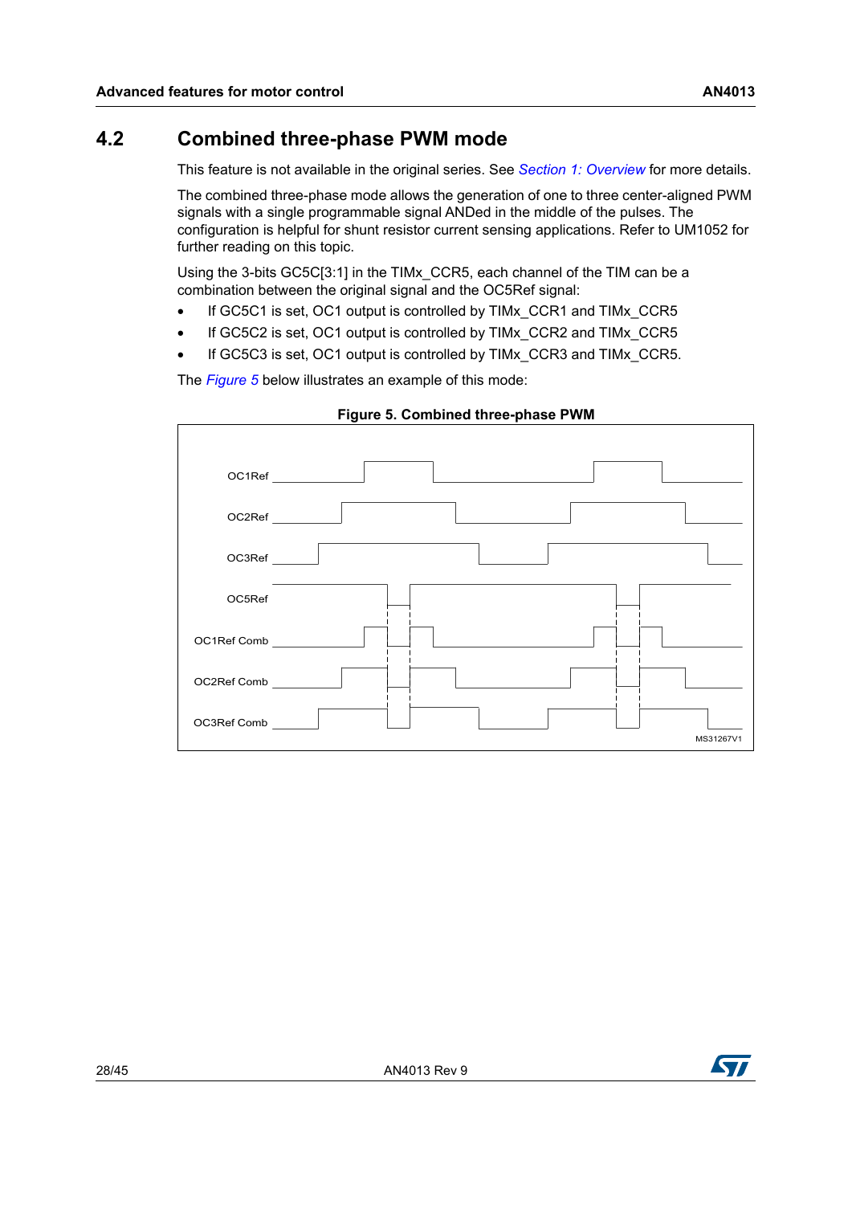## 4.2 Combined three-phase PWM mode

This feature is not available in the original series. See *Section 1: Overview* for more details.

The combined three-phase mode allows the generation of one to three center-aligned PWM signals with a single programmable signal ANDed in the middle of the pulses. The configuration is helpful for shunt resistor current sensing applications. Refer to UM1052 for further reading on this topic.

Using the 3-bits GC5C[3:1] in the TIMx_CCR5, each channel of the TIM can be a combination between the original signal and the OC5Ref signal:

- If GC5C1 is set, OC1 output is controlled by TIMx_CCR1 and TIMx_CCR5
- If GC5C2 is set, OC1 output is controlled by TIMx_CCR2 and TIMx_CCR5
- If GC5C3 is set, OC1 output is controlled by TIMx_CCR3 and TIMx_CCR5.

The *Figure 5* below illustrates an example of this mode:

**Figure 5. Combined three-phase PWM**

OC1Ref
OC2Ref
OC3Ref
OC5Ref
OC1Ref Comb
OC2Ref Comb
OC3Ref Comb

MS31267V1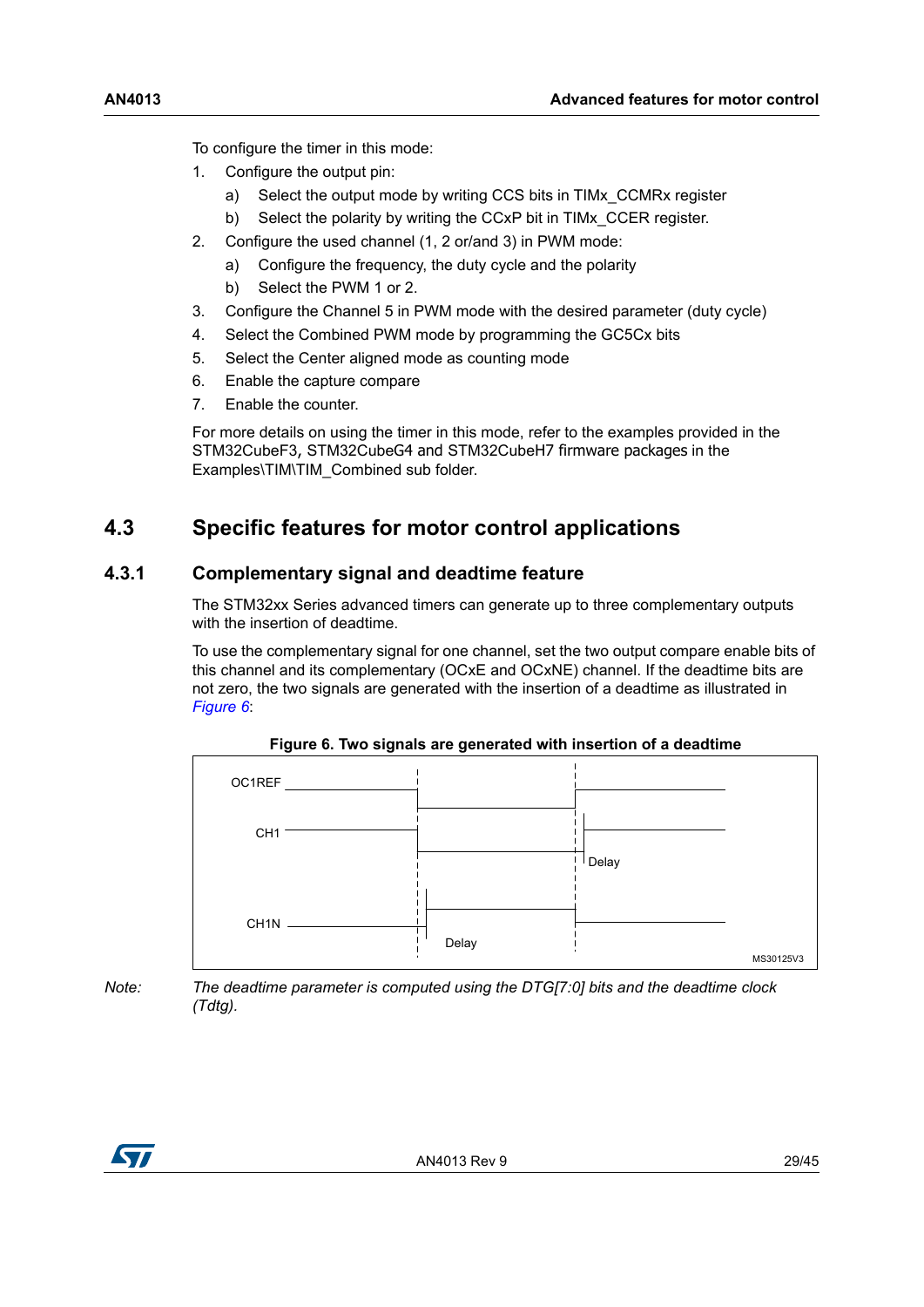To configure the timer in this mode:

1. Configure the output pin:
   a) Select the output mode by writing CCS bits in TIMx_CCMRx register
   b) Select the polarity by writing the CCxP bit in TIMx_CCER register.
2. Configure the used channel (1, 2 or/and 3) in PWM mode:
   a) Configure the frequency, the duty cycle and the polarity
   b) Select the PWM 1 or 2.
3. Configure the Channel 5 in PWM mode with the desired parameter (duty cycle)
4. Select the Combined PWM mode by programming the GC5Cx bits
5. Select the Center aligned mode as counting mode
6. Enable the capture compare
7. Enable the counter.

For more details on using the timer in this mode, refer to the examples provided in the STM32CubeF3, STM32CubeG4 and STM32CubeH7 firmware packages in the Examples\TIM\TIM_Combined sub folder.

## 4.3 Specific features for motor control applications

### 4.3.1 Complementary signal and deadtime feature

The STM32xx Series advanced timers can generate up to three complementary outputs with the insertion of deadtime.

To use the complementary signal for one channel, set the two output compare enable bits of this channel and its complementary (OCxE and OCxNE) channel. If the deadtime bits are not zero, the two signals are generated with the insertion of a deadtime as illustrated in *Figure 6*:

**Figure 6. Two signals are generated with insertion of a deadtime**

OC1REF
CH1
Delay
CH1N
Delay
MS30125V3

*Note: The deadtime parameter is computed using the DTG[7:0] bits and the deadtime clock (Tdtg).*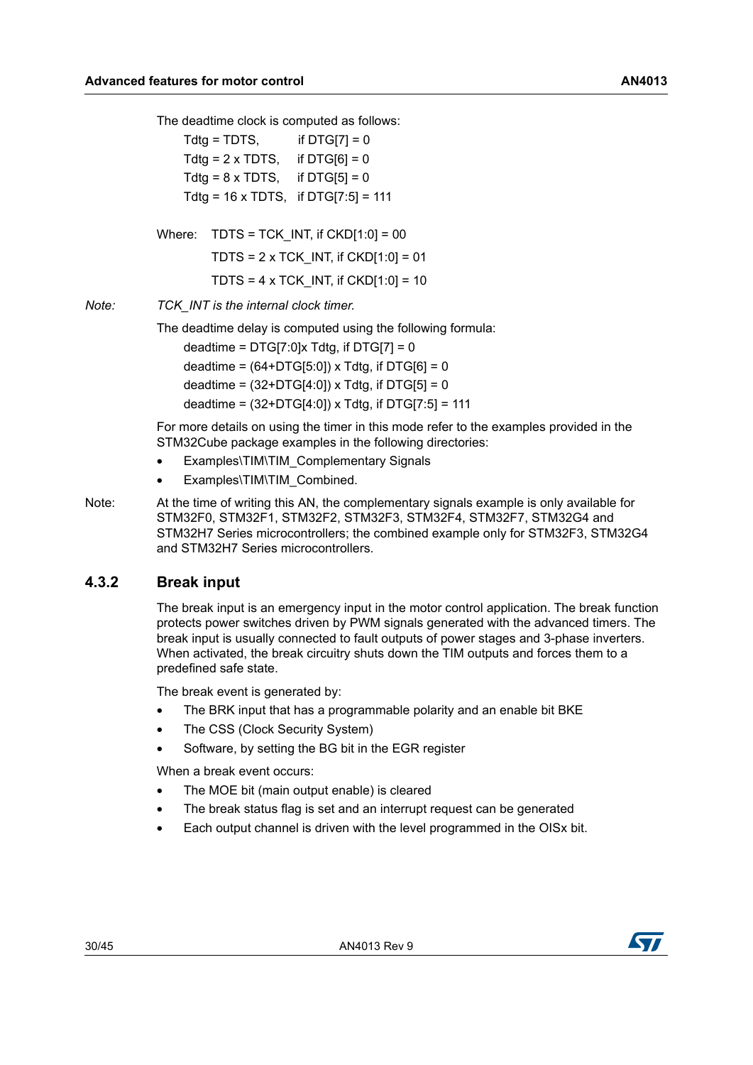The deadtime clock is computed as follows:

Tdtg = TDTS, if DTG[7] = 0
Tdtg = 2 x TDTS, if DTG[6] = 0
Tdtg = 8 x TDTS, if DTG[5] = 0
Tdtg = 16 x TDTS, if DTG[7:5] = 111

Where: TDTS = TCK_INT, if CKD[1:0] = 00
TDTS = 2 x TCK_INT, if CKD[1:0] = 01
TDTS = 4 x TCK_INT, if CKD[1:0] = 10

*Note: TCK_INT is the internal clock timer.*

The deadtime delay is computed using the following formula:

deadtime = DTG[7:0]x Tdtg, if DTG[7] = 0
deadtime = (64+DTG[5:0]) x Tdtg, if DTG[6] = 0
deadtime = (32+DTG[4:0]) x Tdtg, if DTG[5] = 0
deadtime = (32+DTG[4:0]) x Tdtg, if DTG[7:5] = 111

For more details on using the timer in this mode refer to the examples provided in the STM32Cube package examples in the following directories:

- Examples\TIM\TIM_Complementary Signals
- Examples\TIM\TIM_Combined.

Note: At the time of writing this AN, the complementary signals example is only available for STM32F0, STM32F1, STM32F2, STM32F3, STM32F4, STM32F7, STM32G4 and STM32H7 Series microcontrollers; the combined example only for STM32F3, STM32G4 and STM32H7 Series microcontrollers.

### 4.3.2 Break input

The break input is an emergency input in the motor control application. The break function protects power switches driven by PWM signals generated with the advanced timers. The break input is usually connected to fault outputs of power stages and 3-phase inverters. When activated, the break circuitry shuts down the TIM outputs and forces them to a predefined safe state.

The break event is generated by:

- The BRK input that has a programmable polarity and an enable bit BKE
- The CSS (Clock Security System)
- Software, by setting the BG bit in the EGR register

When a break event occurs:

- The MOE bit (main output enable) is cleared
- The break status flag is set and an interrupt request can be generated
- Each output channel is driven with the level programmed in the OISx bit.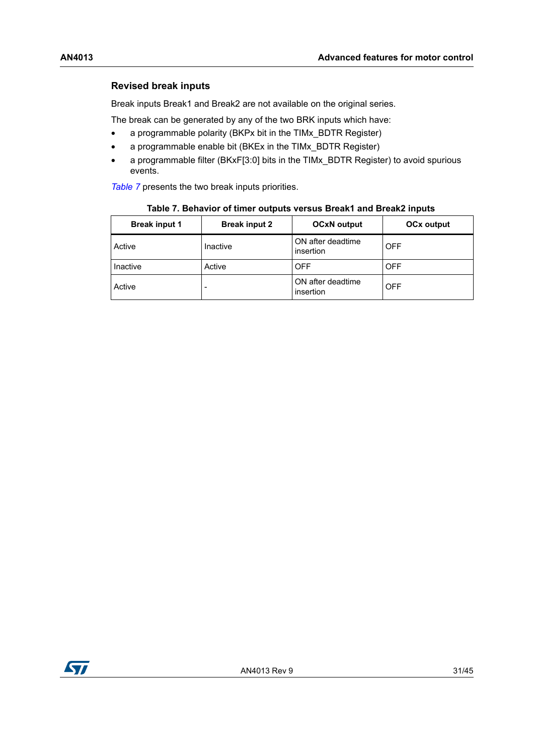### Revised break inputs

Break inputs Break1 and Break2 are not available on the original series.

The break can be generated by any of the two BRK inputs which have:

- a programmable polarity (BKPx bit in the TIMx_BDTR Register)
- a programmable enable bit (BKEx in the TIMx_BDTR Register)
- a programmable filter (BKxF[3:0] bits in the TIMx_BDTR Register) to avoid spurious events.

*Table 7* presents the two break inputs priorities.

**Table 7. Behavior of timer outputs versus Break1 and Break2 inputs**

| Break input 1 | Break input 2 | OCxN output | OCx output |
|---|---|---|---|
| Active | Inactive | ON after deadtime insertion | OFF |
| Inactive | Active | OFF | OFF |
| Active | - | ON after deadtime insertion | OFF |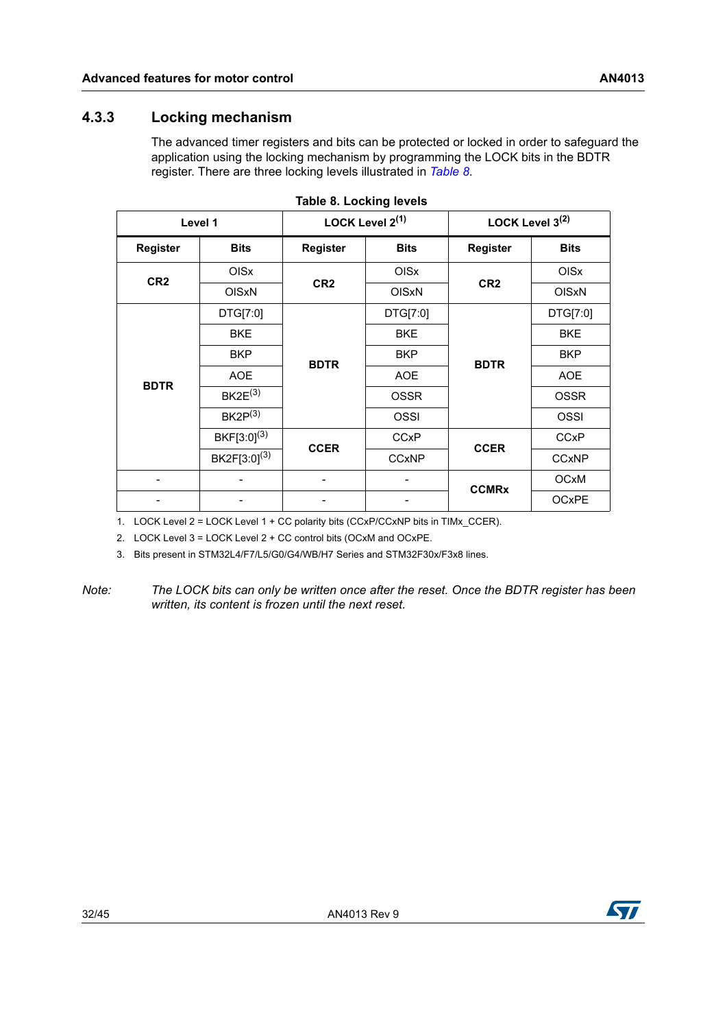### 4.3.3 Locking mechanism

The advanced timer registers and bits can be protected or locked in order to safeguard the application using the locking mechanism by programming the LOCK bits in the BDTR register. There are three locking levels illustrated in *Table 8*.

**Table 8. Locking levels**

| Level 1 | | LOCK Level 2[(1)] | | LOCK Level 3[(2)] | |
|---|---|---|---|---|---|
| **Register** | **Bits** | **Register** | **Bits** | **Register** | **Bits** |
| **CR2** | OISx | **CR2** | OISx | **CR2** | OISx |
| | OISxN | | OISxN | | OISxN |
| **BDTR** | DTG[7:0] | **BDTR** | DTG[7:0] | **BDTR** | DTG[7:0] |
| | BKE | | BKE | | BKE |
| | BKP | | BKP | | BKP |
| | AOE | | AOE | | AOE |
| | BK2E[(3)] | | OSSR | | OSSR |
| | BK2P[(3)] | | OSSI | | OSSI |
| | BKF[3:0][(3)] | **CCER** | CCxP | **CCER** | CCxP |
| | BK2F[3:0][(3)] | | CCxNP | | CCxNP |
| - | - | - | - | **CCMRx** | OCxM |
| - | - | - | - | | OCxPE |

1. LOCK Level 2 = LOCK Level 1 + CC polarity bits (CCxP/CCxNP bits in TIMx_CCER).
2. LOCK Level 3 = LOCK Level 2 + CC control bits (OCxM and OCxPE.
3. Bits present in STM32L4/F7/L5/G0/G4/WB/H7 Series and STM32F30x/F3x8 lines.

*Note: The LOCK bits can only be written once after the reset. Once the BDTR register has been written, its content is frozen until the next reset.*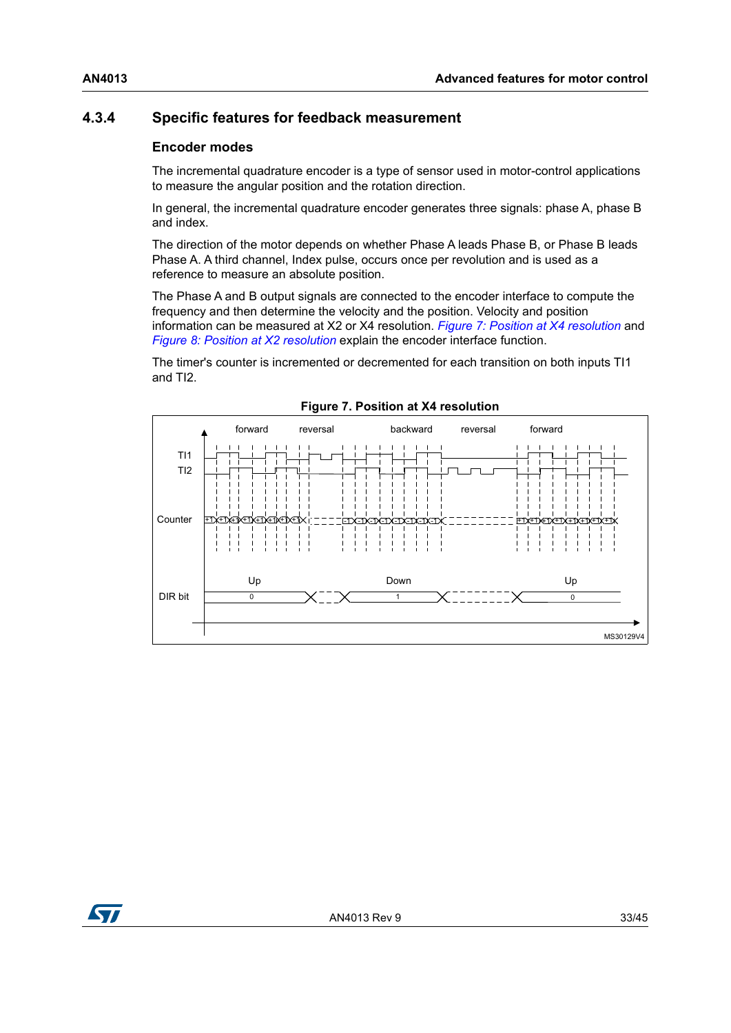### 4.3.4 Specific features for feedback measurement

#### Encoder modes

The incremental quadrature encoder is a type of sensor used in motor-control applications to measure the angular position and the rotation direction.

In general, the incremental quadrature encoder generates three signals: phase A, phase B and index.

The direction of the motor depends on whether Phase A leads Phase B, or Phase B leads Phase A. A third channel, Index pulse, occurs once per revolution and is used as a reference to measure an absolute position.

The Phase A and B output signals are connected to the encoder interface to compute the frequency and then determine the velocity and the position. Velocity and position information can be measured at X2 or X4 resolution. *Figure 7: Position at X4 resolution* and *Figure 8: Position at X2 resolution* explain the encoder interface function.

The timer's counter is incremented or decremented for each transition on both inputs TI1 and TI2.

**Figure 7. Position at X4 resolution**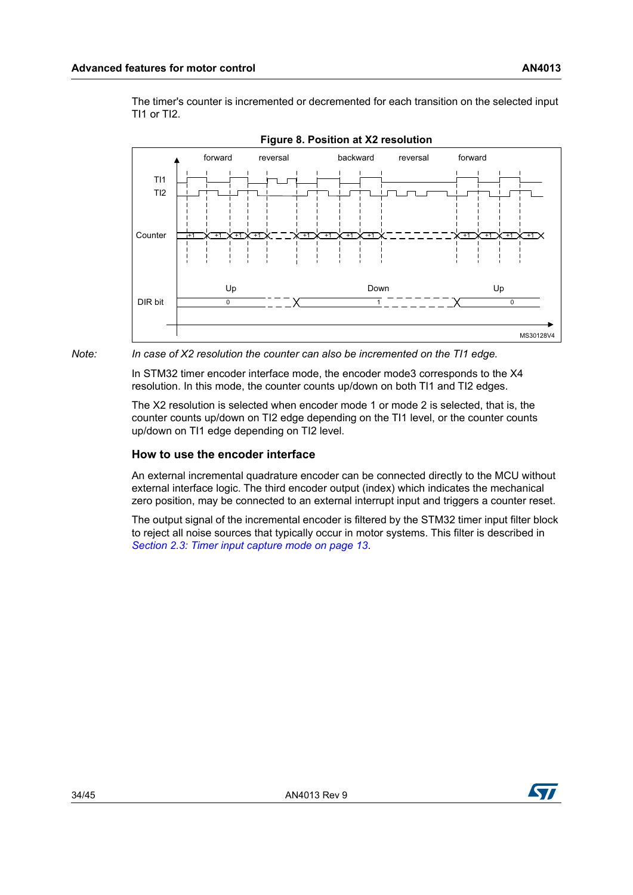The timer's counter is incremented or decremented for each transition on the selected input TI1 or TI2.

**Figure 8. Position at X2 resolution**

*Note: In case of X2 resolution the counter can also be incremented on the TI1 edge.*

In STM32 timer encoder interface mode, the encoder mode3 corresponds to the X4 resolution. In this mode, the counter counts up/down on both TI1 and TI2 edges.

The X2 resolution is selected when encoder mode 1 or mode 2 is selected, that is, the counter counts up/down on TI2 edge depending on the TI1 level, or the counter counts up/down on TI1 edge depending on TI2 level.

### How to use the encoder interface

An external incremental quadrature encoder can be connected directly to the MCU without external interface logic. The third encoder output (index) which indicates the mechanical zero position, may be connected to an external interrupt input and triggers a counter reset.

The output signal of the incremental encoder is filtered by the STM32 timer input filter block to reject all noise sources that typically occur in motor systems. This filter is described in *Section 2.3: Timer input capture mode on page 13*.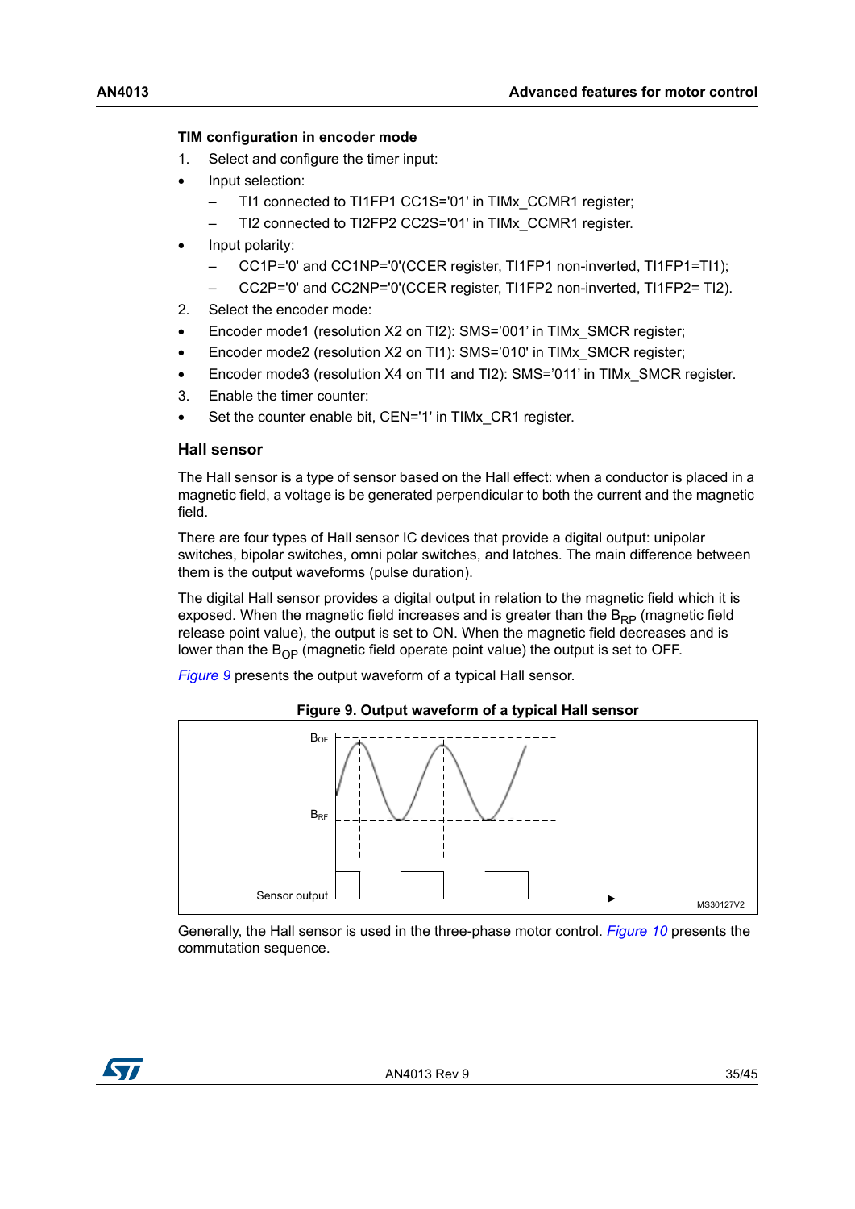#### TIM configuration in encoder mode

1. Select and configure the timer input:
- Input selection:
  - TI1 connected to TI1FP1 CC1S='01' in TIMx_CCMR1 register;
  - TI2 connected to TI2FP2 CC2S='01' in TIMx_CCMR1 register.
- Input polarity:
  - CC1P='0' and CC1NP='0'(CCER register, TI1FP1 non-inverted, TI1FP1=TI1);
  - CC2P='0' and CC2NP='0'(CCER register, TI1FP2 non-inverted, TI1FP2= TI2).
2. Select the encoder mode:
- Encoder mode1 (resolution X2 on TI2): SMS='001' in TIMx_SMCR register;
- Encoder mode2 (resolution X2 on TI1): SMS='010' in TIMx_SMCR register;
- Encoder mode3 (resolution X4 on TI1 and TI2): SMS='011' in TIMx_SMCR register.
3. Enable the timer counter:
- Set the counter enable bit, CEN='1' in TIMx_CR1 register.

### Hall sensor

The Hall sensor is a type of sensor based on the Hall effect: when a conductor is placed in a magnetic field, a voltage is be generated perpendicular to both the current and the magnetic field.

There are four types of Hall sensor IC devices that provide a digital output: unipolar switches, bipolar switches, omni polar switches, and latches. The main difference between them is the output waveforms (pulse duration).

The digital Hall sensor provides a digital output in relation to the magnetic field which it is exposed. When the magnetic field increases and is greater than the $B_{RP}$ (magnetic field release point value), the output is set to ON. When the magnetic field decreases and is lower than the $B_{OP}$ (magnetic field operate point value) the output is set to OFF.

*Figure 9* presents the output waveform of a typical Hall sensor.

**Figure 9. Output waveform of a typical Hall sensor**

Generally, the Hall sensor is used in the three-phase motor control. *Figure 10* presents the commutation sequence.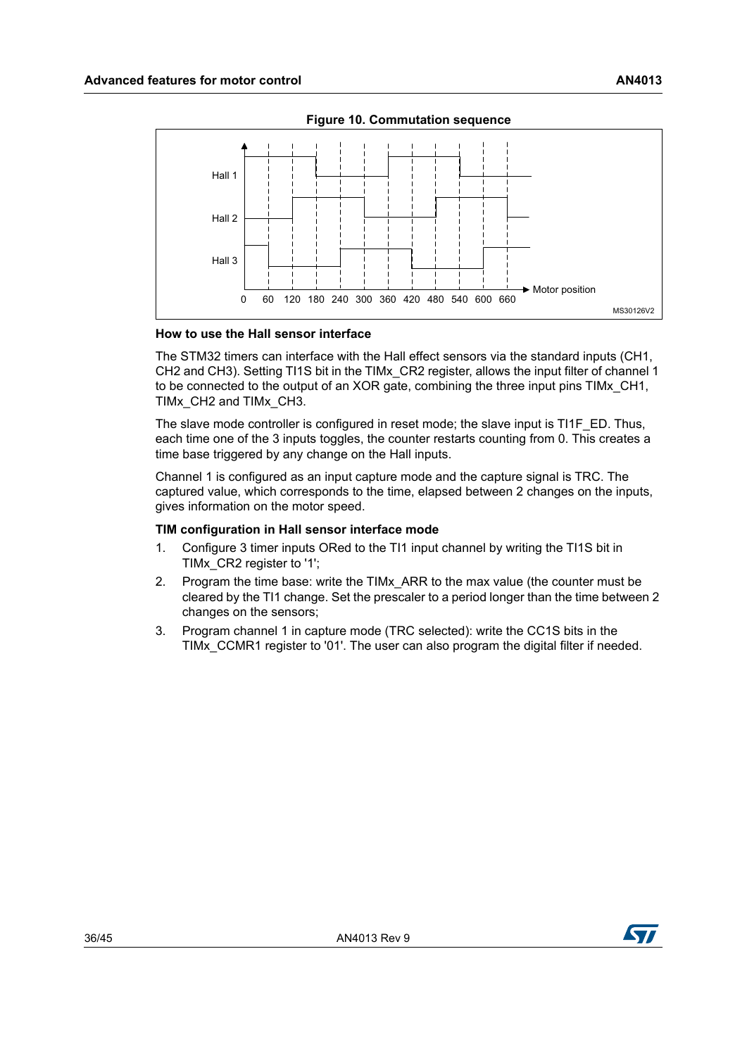**Figure 10. Commutation sequence**

### How to use the Hall sensor interface

The STM32 timers can interface with the Hall effect sensors via the standard inputs (CH1, CH2 and CH3). Setting TI1S bit in the TIMx_CR2 register, allows the input filter of channel 1 to be connected to the output of an XOR gate, combining the three input pins TIMx_CH1, TIMx_CH2 and TIMx_CH3.

The slave mode controller is configured in reset mode; the slave input is TI1F_ED. Thus, each time one of the 3 inputs toggles, the counter restarts counting from 0. This creates a time base triggered by any change on the Hall inputs.

Channel 1 is configured as an input capture mode and the capture signal is TRC. The captured value, which corresponds to the time, elapsed between 2 changes on the inputs, gives information on the motor speed.

### TIM configuration in Hall sensor interface mode

1. Configure 3 timer inputs ORed to the TI1 input channel by writing the TI1S bit in TIMx_CR2 register to '1';
2. Program the time base: write the TIMx_ARR to the max value (the counter must be cleared by the TI1 change. Set the prescaler to a period longer than the time between 2 changes on the sensors;
3. Program channel 1 in capture mode (TRC selected): write the CC1S bits in the TIMx_CCMR1 register to '01'. The user can also program the digital filter if needed.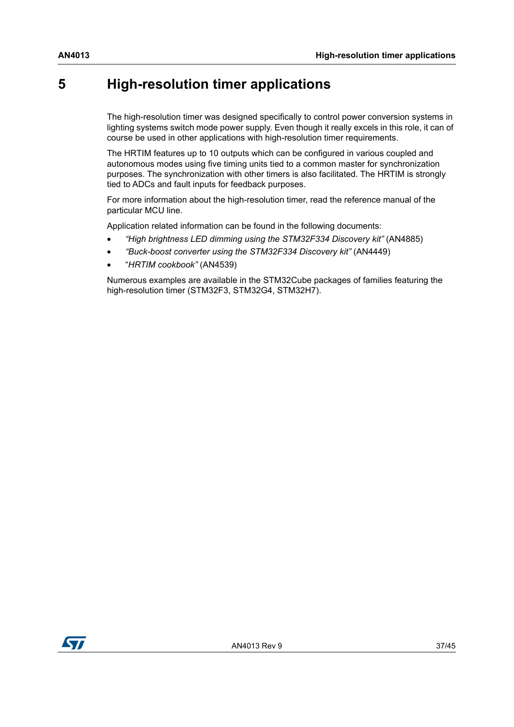# 5 High-resolution timer applications

The high-resolution timer was designed specifically to control power conversion systems in lighting systems switch mode power supply. Even though it really excels in this role, it can of course be used in other applications with high-resolution timer requirements.

The HRTIM features up to 10 outputs which can be configured in various coupled and autonomous modes using five timing units tied to a common master for synchronization purposes. The synchronization with other timers is also facilitated. The HRTIM is strongly tied to ADCs and fault inputs for feedback purposes.

For more information about the high-resolution timer, read the reference manual of the particular MCU line.

Application related information can be found in the following documents:

- *"High brightness LED dimming using the STM32F334 Discovery kit"* (AN4885)
- *"Buck-boost converter using the STM32F334 Discovery kit"* (AN4449)
- "*HRTIM cookbook"* (AN4539)

Numerous examples are available in the STM32Cube packages of families featuring the high-resolution timer (STM32F3, STM32G4, STM32H7).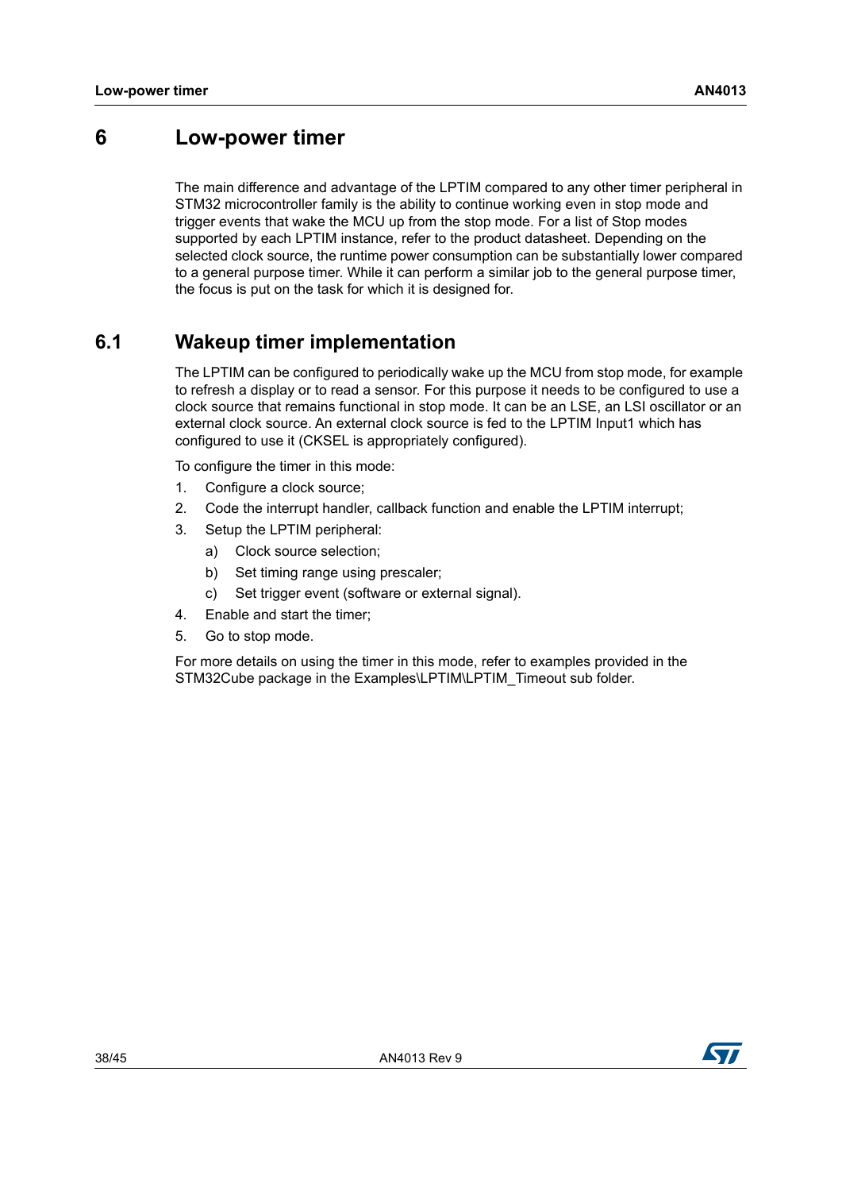# 6 Low-power timer

The main difference and advantage of the LPTIM compared to any other timer peripheral in STM32 microcontroller family is the ability to continue working even in stop mode and trigger events that wake the MCU up from the stop mode. For a list of Stop modes supported by each LPTIM instance, refer to the product datasheet. Depending on the selected clock source, the runtime power consumption can be substantially lower compared to a general purpose timer. While it can perform a similar job to the general purpose timer, the focus is put on the task for which it is designed for.

## 6.1 Wakeup timer implementation

The LPTIM can be configured to periodically wake up the MCU from stop mode, for example to refresh a display or to read a sensor. For this purpose it needs to be configured to use a clock source that remains functional in stop mode. It can be an LSE, an LSI oscillator or an external clock source. An external clock source is fed to the LPTIM Input1 which has configured to use it (CKSEL is appropriately configured).

To configure the timer in this mode:

1. Configure a clock source;
2. Code the interrupt handler, callback function and enable the LPTIM interrupt;
3. Setup the LPTIM peripheral:
   a) Clock source selection;
   b) Set timing range using prescaler;
   c) Set trigger event (software or external signal).
4. Enable and start the timer;
5. Go to stop mode.

For more details on using the timer in this mode, refer to examples provided in the STM32Cube package in the Examples\LPTIM\LPTIM_Timeout sub folder.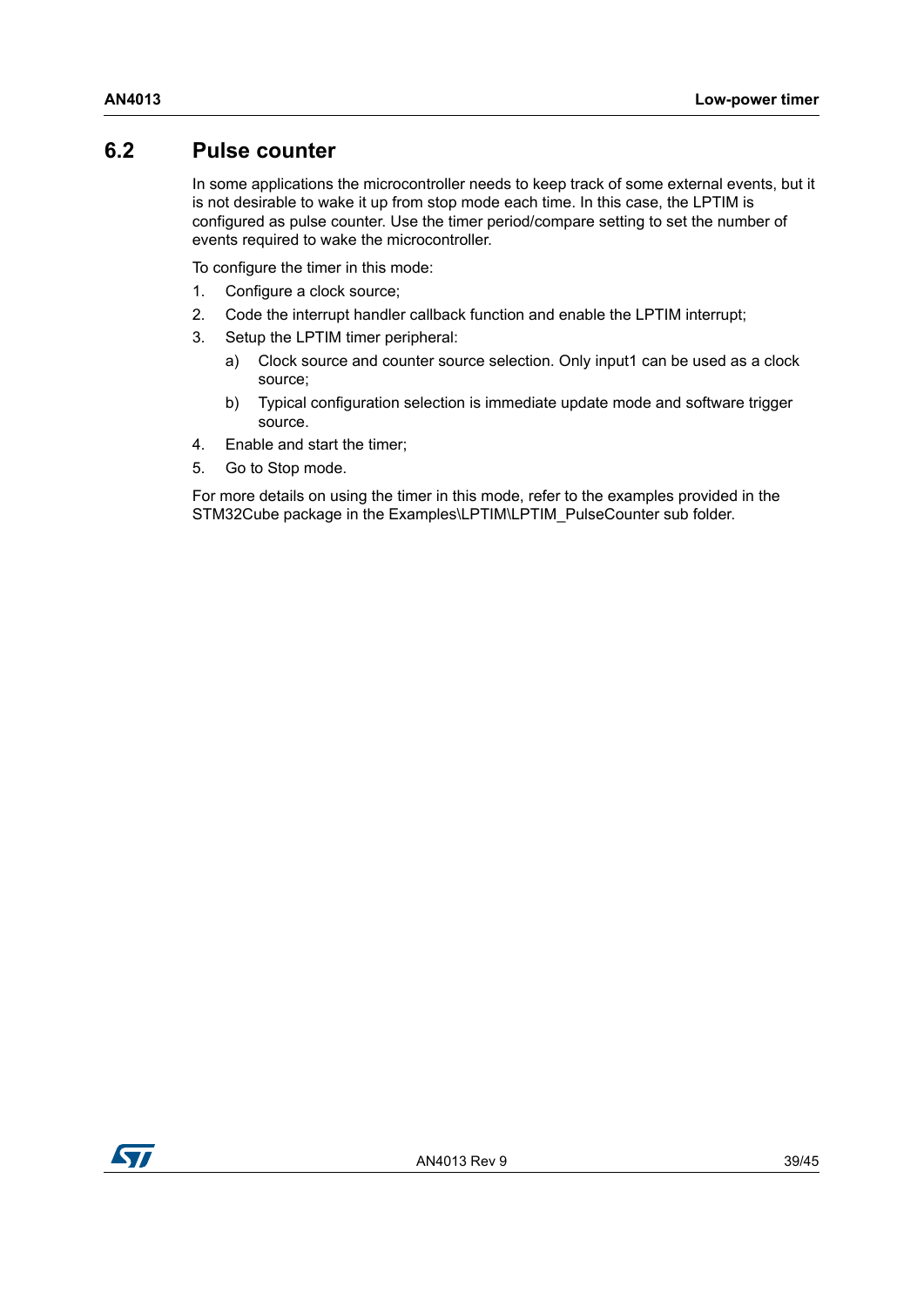## 6.2 Pulse counter

In some applications the microcontroller needs to keep track of some external events, but it is not desirable to wake it up from stop mode each time. In this case, the LPTIM is configured as pulse counter. Use the timer period/compare setting to set the number of events required to wake the microcontroller.

To configure the timer in this mode:

1. Configure a clock source;
2. Code the interrupt handler callback function and enable the LPTIM interrupt;
3. Setup the LPTIM timer peripheral:
   a) Clock source and counter source selection. Only input1 can be used as a clock source;
   b) Typical configuration selection is immediate update mode and software trigger source.
4. Enable and start the timer;
5. Go to Stop mode.

For more details on using the timer in this mode, refer to the examples provided in the STM32Cube package in the Examples\LPTIM\LPTIM_PulseCounter sub folder.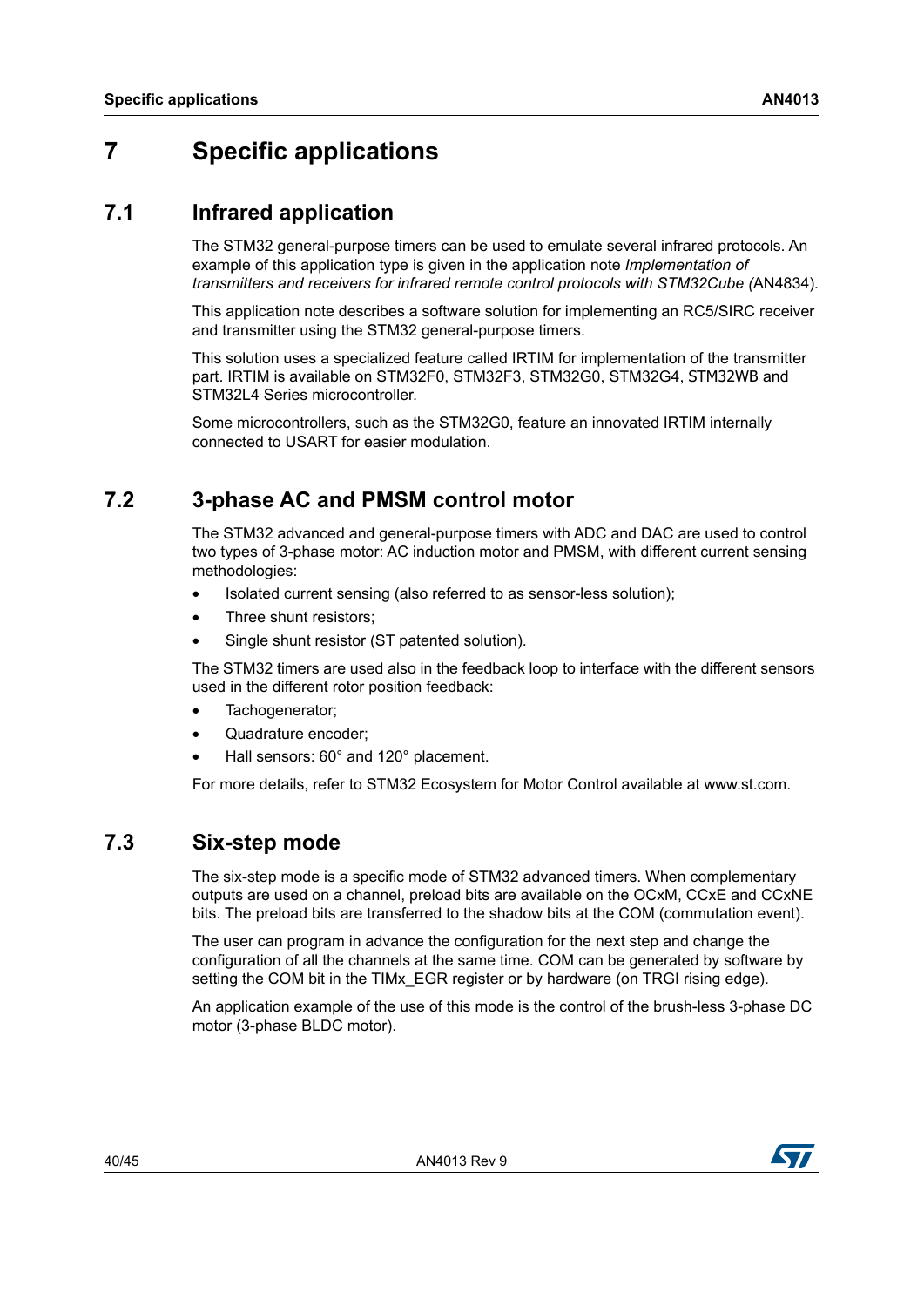# 7 Specific applications

## 7.1 Infrared application

The STM32 general-purpose timers can be used to emulate several infrared protocols. An example of this application type is given in the application note *Implementation of transmitters and receivers for infrared remote control protocols with STM32Cube (*AN4834).

This application note describes a software solution for implementing an RC5/SIRC receiver and transmitter using the STM32 general-purpose timers.

This solution uses a specialized feature called IRTIM for implementation of the transmitter part. IRTIM is available on STM32F0, STM32F3, STM32G0, STM32G4, STM32WB and STM32L4 Series microcontroller.

Some microcontrollers, such as the STM32G0, feature an innovated IRTIM internally connected to USART for easier modulation.

## 7.2 3-phase AC and PMSM control motor

The STM32 advanced and general-purpose timers with ADC and DAC are used to control two types of 3-phase motor: AC induction motor and PMSM, with different current sensing methodologies:

- Isolated current sensing (also referred to as sensor-less solution);
- Three shunt resistors;
- Single shunt resistor (ST patented solution).

The STM32 timers are used also in the feedback loop to interface with the different sensors used in the different rotor position feedback:

- Tachogenerator;
- Quadrature encoder;
- Hall sensors: 60° and 120° placement.

For more details, refer to STM32 Ecosystem for Motor Control available at www.st.com.

## 7.3 Six-step mode

The six-step mode is a specific mode of STM32 advanced timers. When complementary outputs are used on a channel, preload bits are available on the OCxM, CCxE and CCxNE bits. The preload bits are transferred to the shadow bits at the COM (commutation event).

The user can program in advance the configuration for the next step and change the configuration of all the channels at the same time. COM can be generated by software by setting the COM bit in the TIMx_EGR register or by hardware (on TRGI rising edge).

An application example of the use of this mode is the control of the brush-less 3-phase DC motor (3-phase BLDC motor).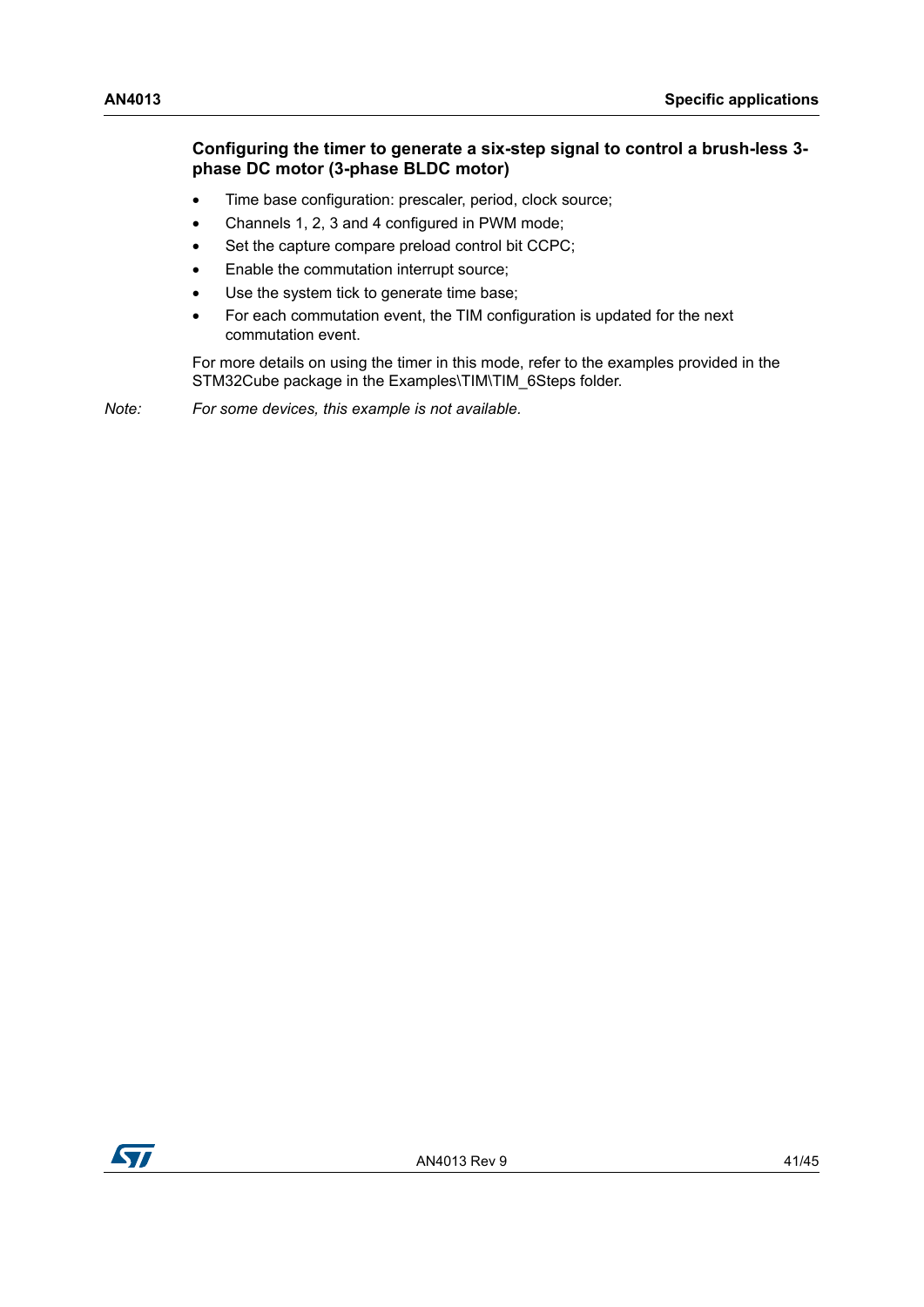### Configuring the timer to generate a six-step signal to control a brush-less 3-phase DC motor (3-phase BLDC motor)

- Time base configuration: prescaler, period, clock source;
- Channels 1, 2, 3 and 4 configured in PWM mode;
- Set the capture compare preload control bit CCPC;
- Enable the commutation interrupt source;
- Use the system tick to generate time base;
- For each commutation event, the TIM configuration is updated for the next commutation event.

For more details on using the timer in this mode, refer to the examples provided in the STM32Cube package in the Examples\TIM\TIM_6Steps folder.

*Note: For some devices, this example is not available.*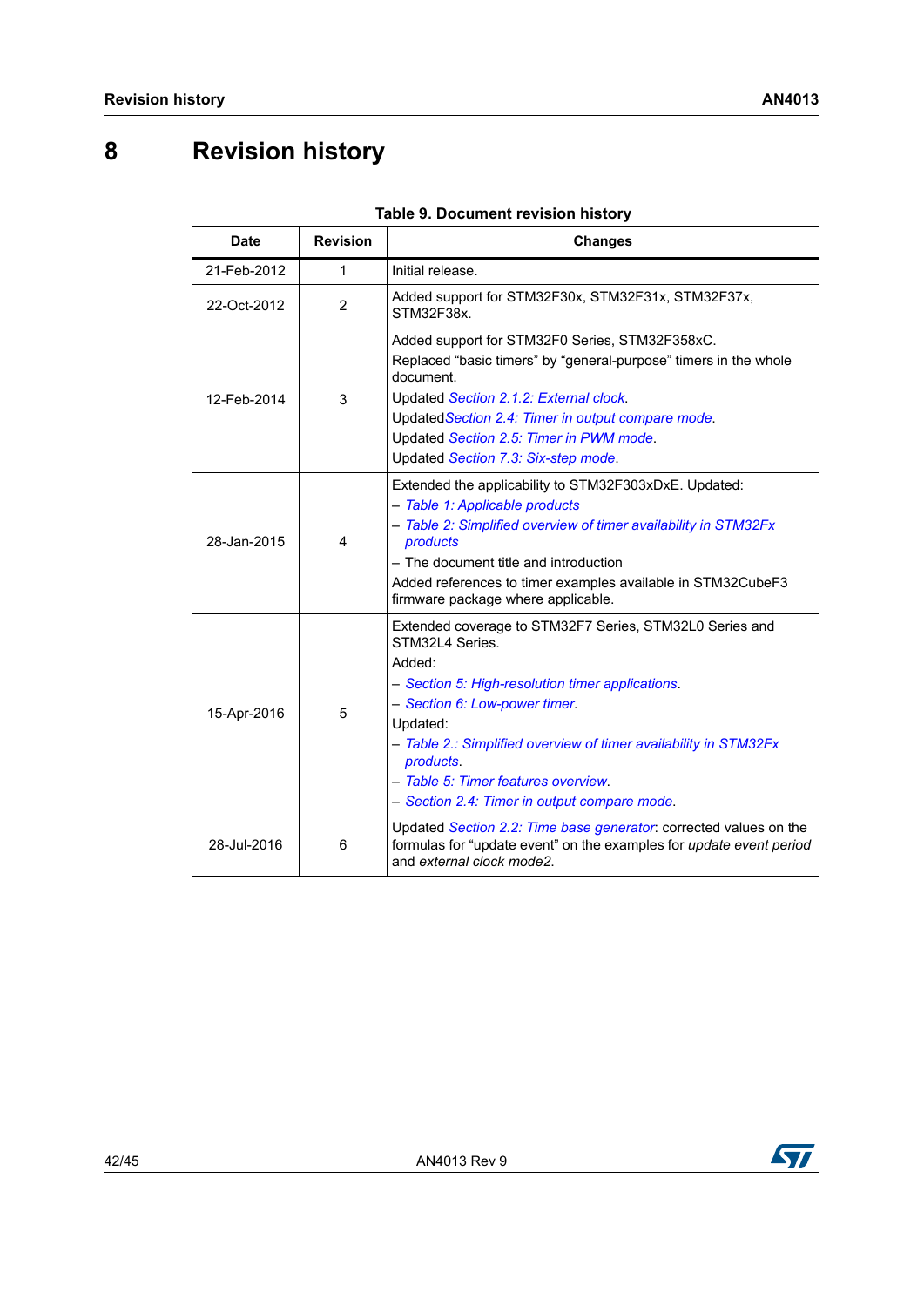# 8 Revision history

**Table 9. Document revision history**

| Date | Revision | Changes |
|---|---|---|
| 21-Feb-2012 | 1 | Initial release. |
| 22-Oct-2012 | 2 | Added support for STM32F30x, STM32F31x, STM32F37x, STM32F38x. |
| 12-Feb-2014 | 3 | Added support for STM32F0 Series, STM32F358xC.<br>Replaced “basic timers” by “general-purpose” timers in the whole document.<br>Updated *Section 2.1.2: External clock*.<br>Updated*Section 2.4: Timer in output compare mode*.<br>Updated *Section 2.5: Timer in PWM mode*.<br>Updated *Section 7.3: Six-step mode*. |
| 28-Jan-2015 | 4 | Extended the applicability to STM32F303xDxE. Updated:<br>– *Table 1: Applicable products*<br>– *Table 2: Simplified overview of timer availability in STM32Fx products*<br>– The document title and introduction<br>Added references to timer examples available in STM32CubeF3 firmware package where applicable. |
| 15-Apr-2016 | 5 | Extended coverage to STM32F7 Series, STM32L0 Series and STM32L4 Series.<br>Added:<br>– *Section 5: High-resolution timer applications*.<br>– *Section 6: Low-power timer*.<br>Updated:<br>– *Table 2.: Simplified overview of timer availability in STM32Fx products*.<br>– *Table 5: Timer features overview*.<br>– *Section 2.4: Timer in output compare mode*. |
| 28-Jul-2016 | 6 | Updated *Section 2.2: Time base generator*: corrected values on the formulas for “update event” on the examples for *update event period* and *external clock mode2*. |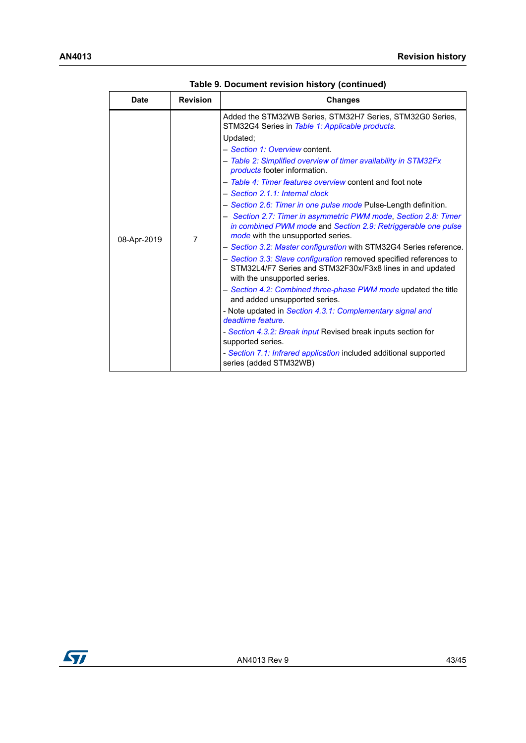Table 9. Document revision history (continued)

| Date | Revision | Changes |
|---|---|---|
| 08-Apr-2019 | 7 | Added the STM32WB Series, STM32H7 Series, STM32G0 Series, STM32G4 Series in *Table 1: Applicable products*.<br>Updated;<br>– *Section 1: Overview* content.<br>– *Table 2: Simplified overview of timer availability in STM32Fx products* footer information.<br>– *Table 4: Timer features overview* content and foot note<br>– *Section 2.1.1: Internal clock*<br>– *Section 2.6: Timer in one pulse mode* Pulse-Length definition.<br>– *Section 2.7: Timer in asymmetric PWM mode*, *Section 2.8: Timer in combined PWM mode* and *Section 2.9: Retriggerable one pulse mode* with the unsupported series.<br>– *Section 3.2: Master configuration* with STM32G4 Series reference.<br>– *Section 3.3: Slave configuration* removed specified references to STM32L4/F7 Series and STM32F30x/F3x8 lines in and updated with the unsupported series.<br>– *Section 4.2: Combined three-phase PWM mode* updated the title and added unsupported series.<br>- Note updated in *Section 4.3.1: Complementary signal and deadtime feature*.<br>- *Section 4.3.2: Break input* Revised break inputs section for supported series.<br>- *Section 7.1: Infrared application* included additional supported series (added STM32WB) |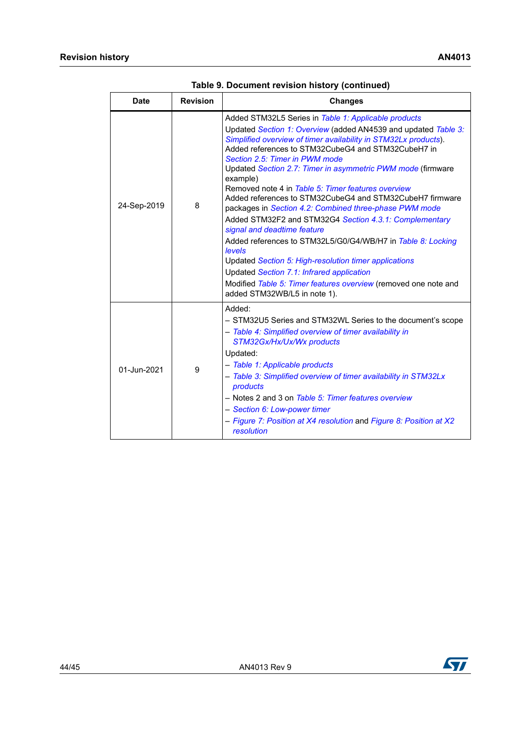**Table 9. Document revision history (continued)**

| Date | Revision | Changes |
|---|---|---|
| 24-Sep-2019 | 8 | Added STM32L5 Series in *Table 1: Applicable products*<br>Updated *Section 1: Overview* (added AN4539 and updated *Table 3: Simplified overview of timer availability in STM32Lx products*).<br>Added references to STM32CubeG4 and STM32CubeH7 in *Section 2.5: Timer in PWM mode*<br>Updated *Section 2.7: Timer in asymmetric PWM mode* (firmware example)<br>Removed note 4 in *Table 5: Timer features overview*<br>Added references to STM32CubeG4 and STM32CubeH7 firmware packages in *Section 4.2: Combined three-phase PWM mode*<br>Added STM32F2 and STM32G4 *Section 4.3.1: Complementary signal and deadtime feature*<br>Added references to STM32L5/G0/G4/WB/H7 in *Table 8: Locking levels*<br>Updated *Section 5: High-resolution timer applications*<br>Updated *Section 7.1: Infrared application*<br>Modified *Table 5: Timer features overview* (removed one note and added STM32WB/L5 in note 1). |
| 01-Jun-2021 | 9 | Added:<br>– STM32U5 Series and STM32WL Series to the document's scope<br>– *Table 4: Simplified overview of timer availability in STM32Gx/Hx/Ux/Wx products*<br>Updated:<br>– *Table 1: Applicable products*<br>– *Table 3: Simplified overview of timer availability in STM32Lx products*<br>– Notes 2 and 3 on *Table 5: Timer features overview*<br>– *Section 6: Low-power timer*<br>– *Figure 7: Position at X4 resolution* and *Figure 8: Position at X2 resolution* |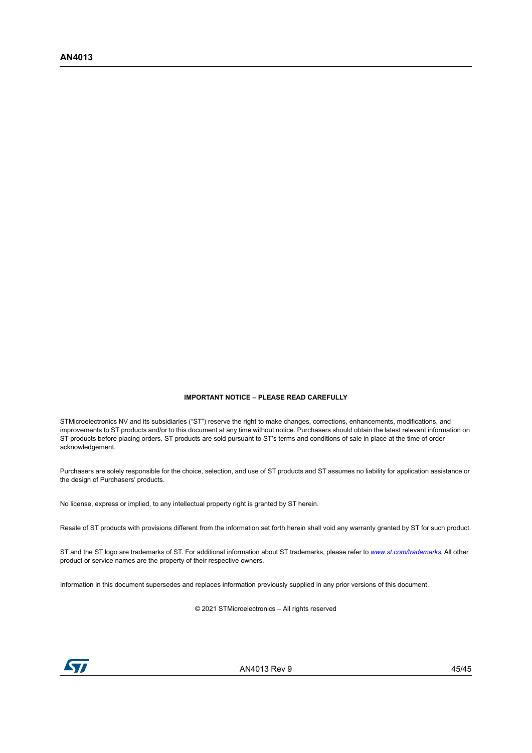**IMPORTANT NOTICE – PLEASE READ CAREFULLY**

STMicroelectronics NV and its subsidiaries (“ST”) reserve the right to make changes, corrections, enhancements, modifications, and improvements to ST products and/or to this document at any time without notice. Purchasers should obtain the latest relevant information on ST products before placing orders. ST products are sold pursuant to ST’s terms and conditions of sale in place at the time of order acknowledgement.

Purchasers are solely responsible for the choice, selection, and use of ST products and ST assumes no liability for application assistance or the design of Purchasers’ products.

No license, express or implied, to any intellectual property right is granted by ST herein.

Resale of ST products with provisions different from the information set forth herein shall void any warranty granted by ST for such product.

ST and the ST logo are trademarks of ST. For additional information about ST trademarks, please refer to *www.st.com/trademarks*. All other product or service names are the property of their respective owners.

Information in this document supersedes and replaces information previously supplied in any prior versions of this document.

© 2021 STMicroelectronics – All rights reserved